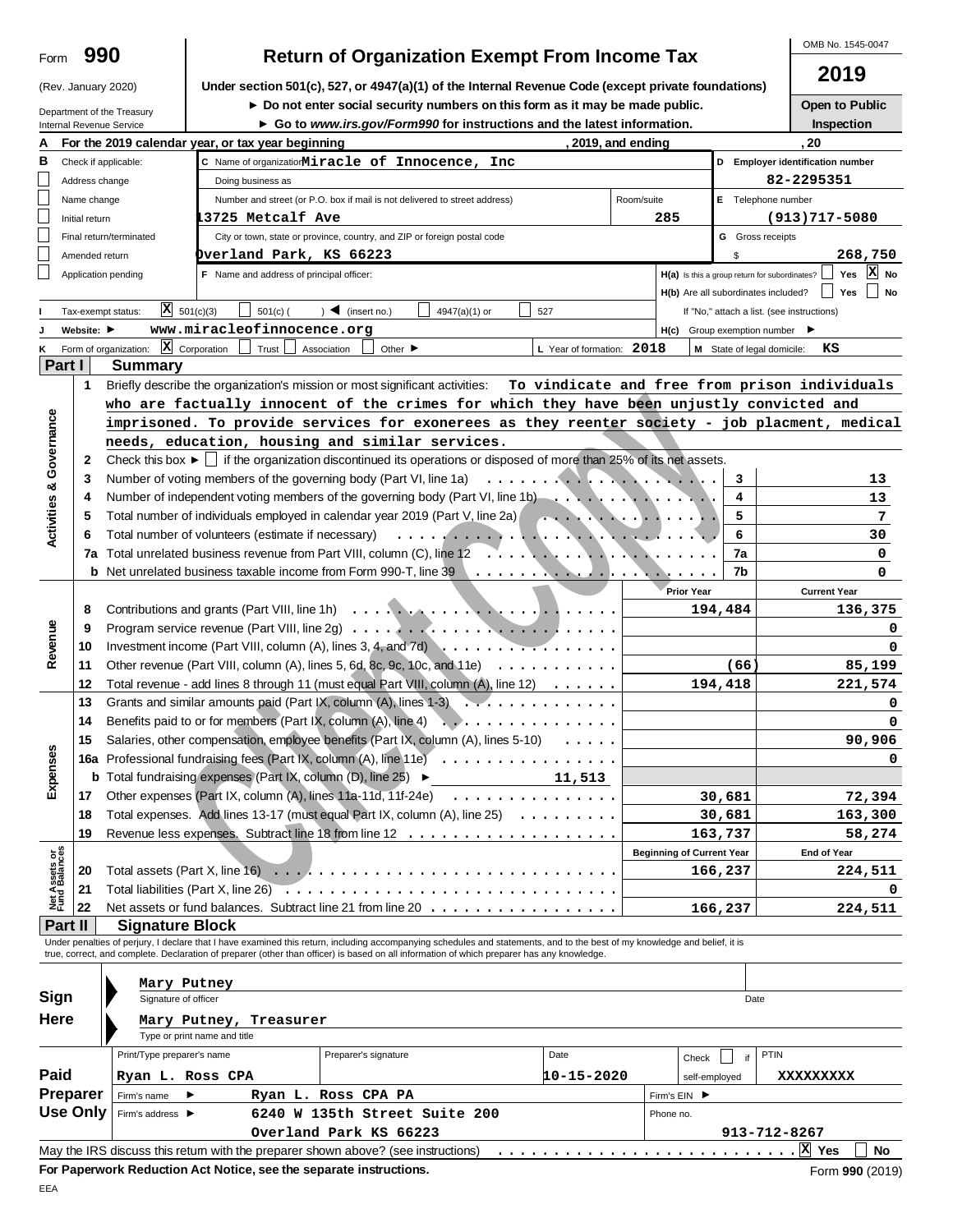Form **990**

(Rev. January 2020)

Department of the Treasury
Internal Revenue Service

# Return of Organization Exempt From Income Tax

**Under section 501(c), 527, or 4947(a)(1) of the Internal Revenue Code (except private foundations)**

► Do not enter social security numbers on this form as it may be made public.

► Go to www.irs.gov/Form990 for instructions and the latest information.

OMB No. 1545-0047

**2019**

**Open to Public Inspection**

**A** For the 2019 calendar year, or tax year beginning , 2019, and ending , 20

**B** Check if applicable:
- Address change
- Name change
- Initial return
- Final return/terminated
- Amended return
- Application pending

**C** Name of organization: **Miracle of Innocence, Inc**

Doing business as

Number and street (or P.O. box if mail is not delivered to street address): **13725 Metcalf Ave** Room/suite: **285**

City or town, state or province, country, and ZIP or foreign postal code: **Overland Park, KS 66223**

**D** Employer identification number: **82-2295351**

**E** Telephone number: **(913)717-5080**

**G** Gross receipts $ **268,750**

**F** Name and address of principal officer:

**H(a)** Is this a group return for subordinates? Yes [ ] No [X]

**H(b)** Are all subordinates included? Yes [ ] No [ ]

If "No," attach a list. (see instructions)

**I** Tax-exempt status: [X] 501(c)(3) [ ] 501(c) ( ) ◄ (insert no.) [ ] 4947(a)(1) or [ ] 527

**J** Website: ► **www.miracleofinnocence.org**

**H(c)** Group exemption number ►

**K** Form of organization: [X] Corporation [ ] Trust [ ] Association [ ] Other ►

**L** Year of formation: **2018**

**M** State of legal domicile: **KS**

## Part I Summary

**Activities & Governance**

1 Briefly describe the organization's mission or most significant activities: **To vindicate and free from prison individuals who are factually innocent of the crimes for which they have been unjustly convicted and imprisoned. To provide services for exonerees as they reenter society - job placment, medical needs, education, housing and similar services.**

2 Check this box ► [ ] if the organization discontinued its operations or disposed of more than 25% of its net assets.

| | | | |
|---|---|---|---|
| 3 | Number of voting members of the governing body (Part VI, line 1a) | 3 | 13 |
| 4 | Number of independent voting members of the governing body (Part VI, line 1b) | 4 | 13 |
| 5 | Total number of individuals employed in calendar year 2019 (Part V, line 2a) | 5 | 7 |
| 6 | Total number of volunteers (estimate if necessary) | 6 | 30 |
| 7a | Total unrelated business revenue from Part VIII, column (C), line 12 | 7a | 0 |
| b | Net unrelated business taxable income from Form 990-T, line 39 | 7b | 0 |

| | | | Prior Year | Current Year |
|---|---|---|---|---|
| **Revenue** | 8 | Contributions and grants (Part VIII, line 1h) | 194,484 | 136,375 |
| | 9 | Program service revenue (Part VIII, line 2g) | | 0 |
| | 10 | Investment income (Part VIII, column (A), lines 3, 4, and 7d) | | 0 |
| | 11 | Other revenue (Part VIII, column (A), lines 5, 6d, 8c, 9c, 10c, and 11e) | (66) | 85,199 |
| | 12 | Total revenue - add lines 8 through 11 (must equal Part VIII, column (A), line 12) | 194,418 | 221,574 |
| **Expenses** | 13 | Grants and similar amounts paid (Part IX, column (A), lines 1-3) | | 0 |
| | 14 | Benefits paid to or for members (Part IX, column (A), line 4) | | 0 |
| | 15 | Salaries, other compensation, employee benefits (Part IX, column (A), lines 5-10) | | 90,906 |
| | 16a | Professional fundraising fees (Part IX, column (A), line 11e) | | 0 |
| | b | Total fundraising expenses (Part IX, column (D), line 25) ► 11,513 | | |
| | 17 | Other expenses (Part IX, column (A), lines 11a-11d, 11f-24e) | 30,681 | 72,394 |
| | 18 | Total expenses. Add lines 13-17 (must equal Part IX, column (A), line 25) | 30,681 | 163,300 |
| | 19 | Revenue less expenses. Subtract line 18 from line 12 | 163,737 | 58,274 |

| | | | Beginning of Current Year | End of Year |
|---|---|---|---|---|
| **Net Assets or Fund Balances** | 20 | Total assets (Part X, line 16) | 166,237 | 224,511 |
| | 21 | Total liabilities (Part X, line 26) | | 0 |
| | 22 | Net assets or fund balances. Subtract line 21 from line 20 | 166,237 | 224,511 |

## Part II Signature Block

Under penalties of perjury, I declare that I have examined this return, including accompanying schedules and statements, and to the best of my knowledge and belief, it is true, correct, and complete. Declaration of preparer (other than officer) is based on all information of which preparer has any knowledge.

**Sign Here**

Mary Putney
Signature of officer — Date

Mary Putney, Treasurer
Type or print name and title

**Paid Preparer Use Only**

| Print/Type preparer's name | Preparer's signature | Date | Check [ ] if self-employed | PTIN |
|---|---|---|---|---|
| Ryan L. Ross CPA | | 10-15-2020 | | XXXXXXXXX |

Firm's name ► Ryan L. Ross CPA PA — Firm's EIN ►

Firm's address ► 6240 W 135th Street Suite 200, Overland Park KS 66223 — Phone no. 913-712-8267

May the IRS discuss this return with the preparer shown above? (see instructions) [X] Yes [ ] No

**For Paperwork Reduction Act Notice, see the separate instructions.** Form **990** (2019)

EEA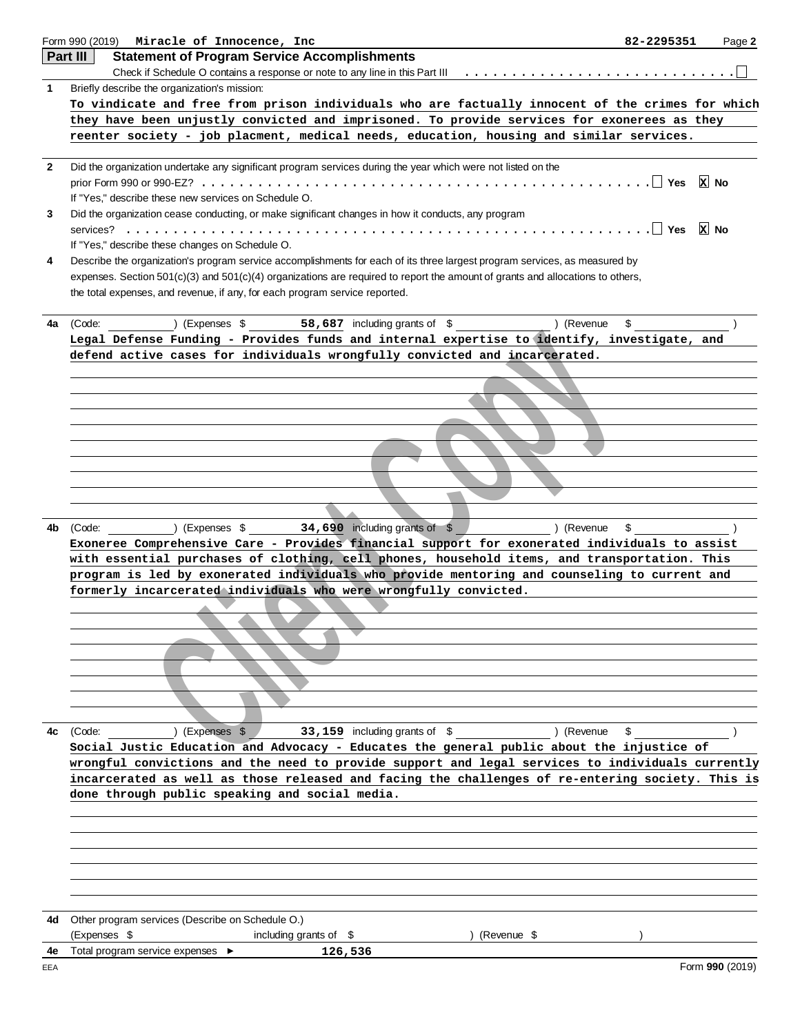Form 990 (2019) **Miracle of Innocence, Inc** **82-2295351** Page **2**

## Part III Statement of Program Service Accomplishments

Check if Schedule O contains a response or note to any line in this Part III ☐

**1** Briefly describe the organization's mission:

To vindicate and free from prison individuals who are factually innocent of the crimes for which they have been unjustly convicted and imprisoned. To provide services for exonerees as they reenter society - job placment, medical needs, education, housing and similar services.

**2** Did the organization undertake any significant program services during the year which were not listed on the prior Form 990 or 990-EZ? ☐ Yes ☒ No

If "Yes," describe these new services on Schedule O.

**3** Did the organization cease conducting, or make significant changes in how it conducts, any program services? ☐ Yes ☒ No

If "Yes," describe these changes on Schedule O.

**4** Describe the organization's program service accomplishments for each of its three largest program services, as measured by expenses. Section 501(c)(3) and 501(c)(4) organizations are required to report the amount of grants and allocations to others, the total expenses, and revenue, if any, for each program service reported.

**4a** (Code: ) (Expenses $ **58,687** including grants of $ ) (Revenue $ )

Legal Defense Funding - Provides funds and internal expertise to identify, investigate, and defend active cases for individuals wrongfully convicted and incarcerated.

**4b** (Code: ) (Expenses $ **34,690** including grants of $ ) (Revenue $ )

Exoneree Comprehensive Care - Provides financial support for exonerated individuals to assist with essential purchases of clothing, cell phones, household items, and transportation. This program is led by exonerated individuals who provide mentoring and counseling to current and formerly incarcerated individuals who were wrongfully convicted.

**4c** (Code: ) (Expenses $ **33,159** including grants of $ ) (Revenue $ )

Social Justic Education and Advocacy - Educates the general public about the injustice of wrongful convictions and the need to provide support and legal services to individuals currently incarcerated as well as those released and facing the challenges of re-entering society. This is done through public speaking and social media.

**4d** Other program services (Describe on Schedule O.)

(Expenses $ including grants of $ ) (Revenue $ )

**4e** Total program service expenses ► **126,536**

EEA Form **990** (2019)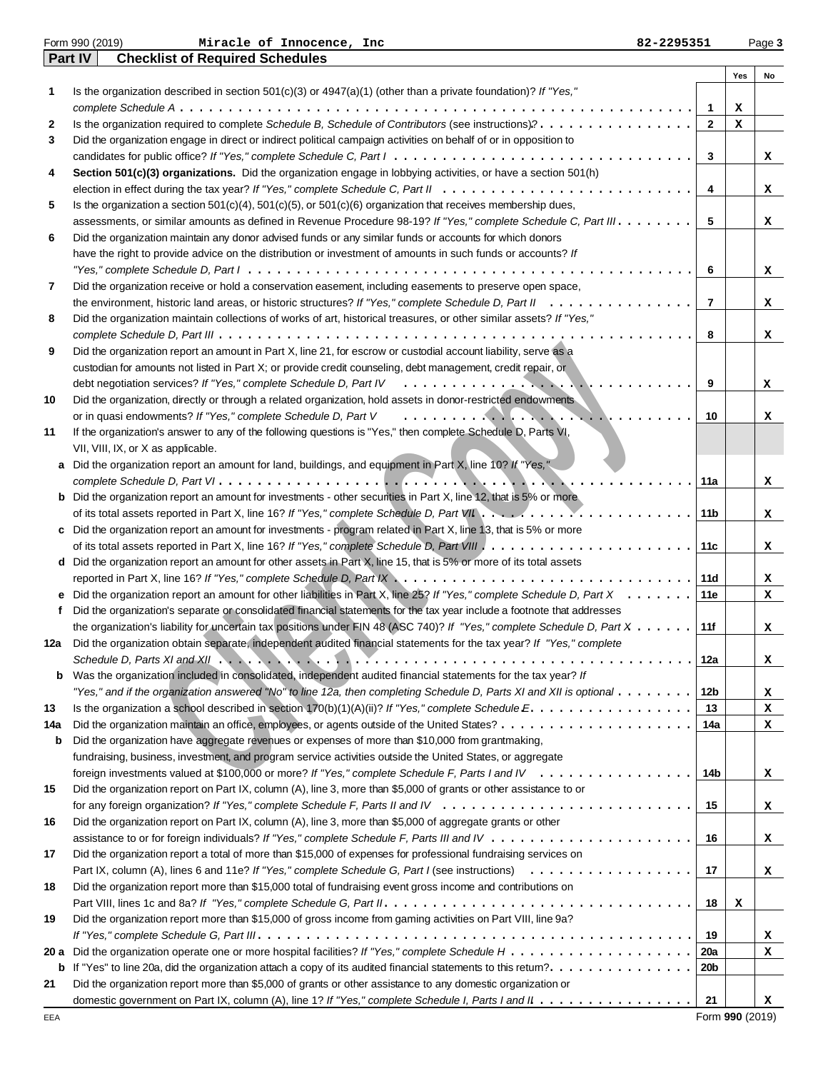Form 990 (2019) **Miracle of Innocence, Inc** **82-2295351**

## Part IV Checklist of Required Schedules

| | | | Yes | No |
|---|---|---|---|---|
| 1 | Is the organization described in section 501(c)(3) or 4947(a)(1) (other than a private foundation)? *If "Yes," complete Schedule A* | 1 | X | |
| 2 | Is the organization required to complete *Schedule B, Schedule of Contributors* (see instructions)? | 2 | X | |
| 3 | Did the organization engage in direct or indirect political campaign activities on behalf of or in opposition to candidates for public office? *If "Yes," complete Schedule C, Part I* | 3 | | X |
| 4 | **Section 501(c)(3) organizations.** Did the organization engage in lobbying activities, or have a section 501(h) election in effect during the tax year? *If "Yes," complete Schedule C, Part II* | 4 | | X |
| 5 | Is the organization a section 501(c)(4), 501(c)(5), or 501(c)(6) organization that receives membership dues, assessments, or similar amounts as defined in Revenue Procedure 98-19? *If "Yes," complete Schedule C, Part III* | 5 | | X |
| 6 | Did the organization maintain any donor advised funds or any similar funds or accounts for which donors have the right to provide advice on the distribution or investment of amounts in such funds or accounts? *If "Yes," complete Schedule D, Part I* | 6 | | X |
| 7 | Did the organization receive or hold a conservation easement, including easements to preserve open space, the environment, historic land areas, or historic structures? *If "Yes," complete Schedule D, Part II* | 7 | | X |
| 8 | Did the organization maintain collections of works of art, historical treasures, or other similar assets? *If "Yes," complete Schedule D, Part III* | 8 | | X |
| 9 | Did the organization report an amount in Part X, line 21, for escrow or custodial account liability, serve as a custodian for amounts not listed in Part X; or provide credit counseling, debt management, credit repair, or debt negotiation services? *If "Yes," complete Schedule D, Part IV* | 9 | | X |
| 10 | Did the organization, directly or through a related organization, hold assets in donor-restricted endowments or in quasi endowments? *If "Yes," complete Schedule D, Part V* | 10 | | X |
| 11 | If the organization's answer to any of the following questions is "Yes," then complete Schedule D, Parts VI, VII, VIII, IX, or X as applicable. | | | |
| a | Did the organization report an amount for land, buildings, and equipment in Part X, line 10? *If "Yes," complete Schedule D, Part VI* | 11a | | X |
| b | Did the organization report an amount for investments - other securities in Part X, line 12, that is 5% or more of its total assets reported in Part X, line 16? *If "Yes," complete Schedule D, Part VII* | 11b | | X |
| c | Did the organization report an amount for investments - program related in Part X, line 13, that is 5% or more of its total assets reported in Part X, line 16? *If "Yes," complete Schedule D, Part VIII* | 11c | | X |
| d | Did the organization report an amount for other assets in Part X, line 15, that is 5% or more of its total assets reported in Part X, line 16? *If "Yes," complete Schedule D, Part IX* | 11d | | X |
| e | Did the organization report an amount for other liabilities in Part X, line 25? *If "Yes," complete Schedule D, Part X* | 11e | | X |
| f | Did the organization's separate or consolidated financial statements for the tax year include a footnote that addresses the organization's liability for uncertain tax positions under FIN 48 (ASC 740)? *If "Yes," complete Schedule D, Part X* | 11f | | X |
| 12a | Did the organization obtain separate, independent audited financial statements for the tax year? *If "Yes," complete Schedule D, Parts XI and XII* | 12a | | X |
| b | Was the organization included in consolidated, independent audited financial statements for the tax year? *If "Yes," and if the organization answered "No" to line 12a, then completing Schedule D, Parts XI and XII is optional* | 12b | | X |
| 13 | Is the organization a school described in section 170(b)(1)(A)(ii)? *If "Yes," complete Schedule E* | 13 | | X |
| 14a | Did the organization maintain an office, employees, or agents outside of the United States? | 14a | | X |
| b | Did the organization have aggregate revenues or expenses of more than $10,000 from grantmaking, fundraising, business, investment, and program service activities outside the United States, or aggregate foreign investments valued at $100,000 or more? *If "Yes," complete Schedule F, Parts I and IV* | 14b | | X |
| 15 | Did the organization report on Part IX, column (A), line 3, more than $5,000 of grants or other assistance to or for any foreign organization? *If "Yes," complete Schedule F, Parts II and IV* | 15 | | X |
| 16 | Did the organization report on Part IX, column (A), line 3, more than $5,000 of aggregate grants or other assistance to or for foreign individuals? *If "Yes," complete Schedule F, Parts III and IV* | 16 | | X |
| 17 | Did the organization report a total of more than $15,000 of expenses for professional fundraising services on Part IX, column (A), lines 6 and 11e? *If "Yes," complete Schedule G, Part I* (see instructions) | 17 | | X |
| 18 | Did the organization report more than $15,000 total of fundraising event gross income and contributions on Part VIII, lines 1c and 8a? *If "Yes," complete Schedule G, Part II* | 18 | X | |
| 19 | Did the organization report more than $15,000 of gross income from gaming activities on Part VIII, line 9a? *If "Yes," complete Schedule G, Part III* | 19 | | X |
| 20 a | Did the organization operate one or more hospital facilities? *If "Yes," complete Schedule H* | 20a | | X |
| b | If "Yes" to line 20a, did the organization attach a copy of its audited financial statements to this return? | 20b | | |
| 21 | Did the organization report more than $5,000 of grants or other assistance to any domestic organization or domestic government on Part IX, column (A), line 1? *If "Yes," complete Schedule I, Parts I and II* | 21 | | X |

EEA Form **990** (2019)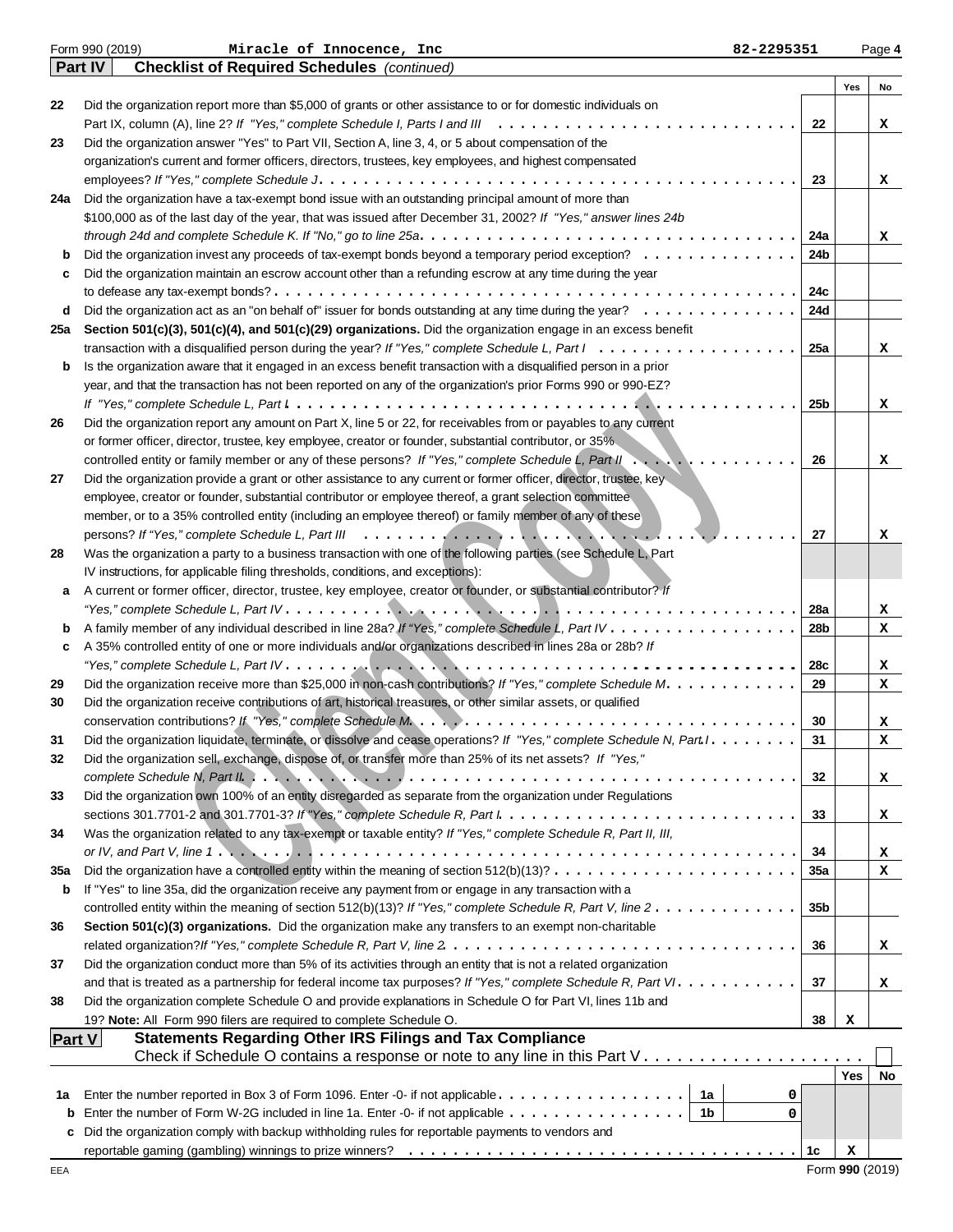Form 990 (2019) **Miracle of Innocence, Inc** 82-2295351

## Part IV Checklist of Required Schedules *(continued)*

| | | | Yes | No |
|---|---|---|---|---|
| 22 | Did the organization report more than $5,000 of grants or other assistance to or for domestic individuals on Part IX, column (A), line 2? *If "Yes," complete Schedule I, Parts I and III* | 22 | | X |
| 23 | Did the organization answer "Yes" to Part VII, Section A, line 3, 4, or 5 about compensation of the organization's current and former officers, directors, trustees, key employees, and highest compensated employees? *If "Yes," complete Schedule J* | 23 | | X |
| 24a | Did the organization have a tax-exempt bond issue with an outstanding principal amount of more than $100,000 as of the last day of the year, that was issued after December 31, 2002? *If "Yes," answer lines 24b through 24d and complete Schedule K. If "No," go to line 25a* | 24a | | X |
| b | Did the organization invest any proceeds of tax-exempt bonds beyond a temporary period exception? | 24b | | |
| c | Did the organization maintain an escrow account other than a refunding escrow at any time during the year to defease any tax-exempt bonds? | 24c | | |
| d | Did the organization act as an "on behalf of" issuer for bonds outstanding at any time during the year? | 24d | | |
| 25a | **Section 501(c)(3), 501(c)(4), and 501(c)(29) organizations.** Did the organization engage in an excess benefit transaction with a disqualified person during the year? *If "Yes," complete Schedule L, Part I* | 25a | | X |
| b | Is the organization aware that it engaged in an excess benefit transaction with a disqualified person in a prior year, and that the transaction has not been reported on any of the organization's prior Forms 990 or 990-EZ? *If "Yes," complete Schedule L, Part I* | 25b | | X |
| 26 | Did the organization report any amount on Part X, line 5 or 22, for receivables from or payables to any current or former officer, director, trustee, key employee, creator or founder, substantial contributor, or 35% controlled entity or family member of any of these persons? *If "Yes," complete Schedule L, Part II* | 26 | | X |
| 27 | Did the organization provide a grant or other assistance to any current or former officer, director, trustee, key employee, creator or founder, substantial contributor or employee thereof, a grant selection committee member, or to a 35% controlled entity (including an employee thereof) or family member of any of these persons? *If "Yes," complete Schedule L, Part III* | 27 | | X |
| 28 | Was the organization a party to a business transaction with one of the following parties (see Schedule L, Part IV instructions, for applicable filing thresholds, conditions, and exceptions): | | | |
| a | A current or former officer, director, trustee, key employee, creator or founder, or substantial contributor? *If "Yes," complete Schedule L, Part IV* | 28a | | X |
| b | A family member of any individual described in line 28a? *If "Yes," complete Schedule L, Part IV* | 28b | | X |
| c | A 35% controlled entity of one or more individuals and/or organizations described in lines 28a or 28b? *If "Yes," complete Schedule L, Part IV* | 28c | | X |
| 29 | Did the organization receive more than $25,000 in non-cash contributions? *If "Yes," complete Schedule M* | 29 | | X |
| 30 | Did the organization receive contributions of art, historical treasures, or other similar assets, or qualified conservation contributions? *If "Yes," complete Schedule M* | 30 | | X |
| 31 | Did the organization liquidate, terminate, or dissolve and cease operations? *If "Yes," complete Schedule N, Part I* | 31 | | X |
| 32 | Did the organization sell, exchange, dispose of, or transfer more than 25% of its net assets? *If "Yes," complete Schedule N, Part II* | 32 | | X |
| 33 | Did the organization own 100% of an entity disregarded as separate from the organization under Regulations sections 301.7701-2 and 301.7701-3? *If "Yes," complete Schedule R, Part I* | 33 | | X |
| 34 | Was the organization related to any tax-exempt or taxable entity? *If "Yes," complete Schedule R, Part II, III, or IV, and Part V, line 1* | 34 | | X |
| 35a | Did the organization have a controlled entity within the meaning of section 512(b)(13)? | 35a | | X |
| b | If "Yes" to line 35a, did the organization receive any payment from or engage in any transaction with a controlled entity within the meaning of section 512(b)(13)? *If "Yes," complete Schedule R, Part V, line 2* | 35b | | |
| 36 | **Section 501(c)(3) organizations.** Did the organization make any transfers to an exempt non-charitable related organization? *If "Yes," complete Schedule R, Part V, line 2* | 36 | | X |
| 37 | Did the organization conduct more than 5% of its activities through an entity that is not a related organization and that is treated as a partnership for federal income tax purposes? *If "Yes," complete Schedule R, Part VI* | 37 | | X |
| 38 | Did the organization complete Schedule O and provide explanations in Schedule O for Part VI, lines 11b and 19? **Note:** All Form 990 filers are required to complete Schedule O. | 38 | X | |

## Part V Statements Regarding Other IRS Filings and Tax Compliance

Check if Schedule O contains a response or note to any line in this Part V ☐

| | | | | | Yes | No |
|---|---|---|---|---|---|---|
| 1a | Enter the number reported in Box 3 of Form 1096. Enter -0- if not applicable | 1a | 0 | | | |
| b | Enter the number of Form W-2G included in line 1a. Enter -0- if not applicable | 1b | 0 | | | |
| c | Did the organization comply with backup withholding rules for reportable payments to vendors and reportable gaming (gambling) winnings to prize winners? | | | 1c | X | |

Form **990** (2019)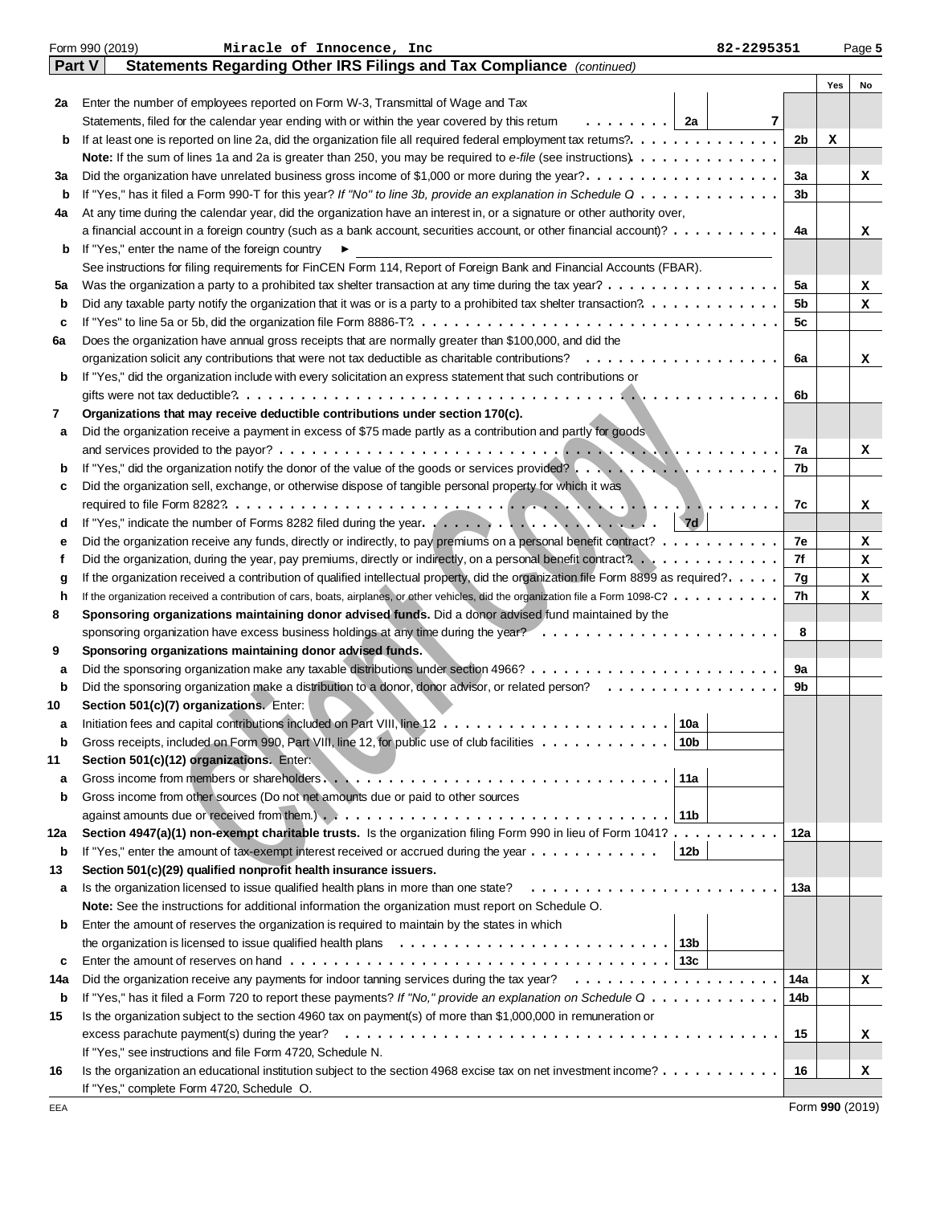Form 990 (2019) Miracle of Innocence, Inc 82-2295351 Page 5

**Part V Statements Regarding Other IRS Filings and Tax Compliance** *(continued)*

| | | | | Yes | No |
|---|---|---|---|---|---|
| 2a | Enter the number of employees reported on Form W-3, Transmittal of Wage and Tax Statements, filed for the calendar year ending with or within the year covered by this return | 2a | 7 | | |
| b | If at least one is reported on line 2a, did the organization file all required federal employment tax returns? | | 2b | X | |
| | **Note:** If the sum of lines 1a and 2a is greater than 250, you may be required to *e-file* (see instructions) | | | | |
| 3a | Did the organization have unrelated business gross income of $1,000 or more during the year? | | 3a | | X |
| b | If "Yes," has it filed a Form 990-T for this year? *If "No" to line 3b, provide an explanation in Schedule O* | | 3b | | |
| 4a | At any time during the calendar year, did the organization have an interest in, or a signature or other authority over, a financial account in a foreign country (such as a bank account, securities account, or other financial account)? | | 4a | | X |
| b | If "Yes," enter the name of the foreign country ► | | | | |
| | See instructions for filing requirements for FinCEN Form 114, Report of Foreign Bank and Financial Accounts (FBAR). | | | | |
| 5a | Was the organization a party to a prohibited tax shelter transaction at any time during the tax year? | | 5a | | X |
| b | Did any taxable party notify the organization that it was or is a party to a prohibited tax shelter transaction? | | 5b | | X |
| c | If "Yes" to line 5a or 5b, did the organization file Form 8886-T? | | 5c | | |
| 6a | Does the organization have annual gross receipts that are normally greater than $100,000, and did the organization solicit any contributions that were not tax deductible as charitable contributions? | | 6a | | X |
| b | If "Yes," did the organization include with every solicitation an express statement that such contributions or gifts were not tax deductible? | | 6b | | |
| 7 | **Organizations that may receive deductible contributions under section 170(c).** | | | | |
| a | Did the organization receive a payment in excess of $75 made partly as a contribution and partly for goods and services provided to the payor? | | 7a | | X |
| b | If "Yes," did the organization notify the donor of the value of the goods or services provided? | | 7b | | |
| c | Did the organization sell, exchange, or otherwise dispose of tangible personal property for which it was required to file Form 8282? | | 7c | | X |
| d | If "Yes," indicate the number of Forms 8282 filed during the year | 7d | | | |
| e | Did the organization receive any funds, directly or indirectly, to pay premiums on a personal benefit contract? | | 7e | | X |
| f | Did the organization, during the year, pay premiums, directly or indirectly, on a personal benefit contract? | | 7f | | X |
| g | If the organization received a contribution of qualified intellectual property, did the organization file Form 8899 as required? | | 7g | | X |
| h | If the organization received a contribution of cars, boats, airplanes, or other vehicles, did the organization file a Form 1098-C? | | 7h | | X |
| 8 | **Sponsoring organizations maintaining donor advised funds.** Did a donor advised fund maintained by the sponsoring organization have excess business holdings at any time during the year? | | 8 | | |
| 9 | **Sponsoring organizations maintaining donor advised funds.** | | | | |
| a | Did the sponsoring organization make any taxable distributions under section 4966? | | 9a | | |
| b | Did the sponsoring organization make a distribution to a donor, donor advisor, or related person? | | 9b | | |
| 10 | **Section 501(c)(7) organizations.** Enter: | | | | |
| a | Initiation fees and capital contributions included on Part VIII, line 12 | 10a | | | |
| b | Gross receipts, included on Form 990, Part VIII, line 12, for public use of club facilities | 10b | | | |
| 11 | **Section 501(c)(12) organizations.** Enter: | | | | |
| a | Gross income from members or shareholders | 11a | | | |
| b | Gross income from other sources (Do not net amounts due or paid to other sources against amounts due or received from them.) | 11b | | | |
| 12a | **Section 4947(a)(1) non-exempt charitable trusts.** Is the organization filing Form 990 in lieu of Form 1041? | | 12a | | |
| b | If "Yes," enter the amount of tax-exempt interest received or accrued during the year | 12b | | | |
| 13 | **Section 501(c)(29) qualified nonprofit health insurance issuers.** | | | | |
| a | Is the organization licensed to issue qualified health plans in more than one state? | | 13a | | |
| | **Note:** See the instructions for additional information the organization must report on Schedule O. | | | | |
| b | Enter the amount of reserves the organization is required to maintain by the states in which the organization is licensed to issue qualified health plans | 13b | | | |
| c | Enter the amount of reserves on hand | 13c | | | |
| 14a | Did the organization receive any payments for indoor tanning services during the tax year? | | 14a | | X |
| b | If "Yes," has it filed a Form 720 to report these payments? *If "No," provide an explanation on Schedule O* | | 14b | | |
| 15 | Is the organization subject to the section 4960 tax on payment(s) of more than $1,000,000 in remuneration or excess parachute payment(s) during the year? | | 15 | | X |
| | If "Yes," see instructions and file Form 4720, Schedule N. | | | | |
| 16 | Is the organization an educational institution subject to the section 4968 excise tax on net investment income? | | 16 | | X |
| | If "Yes," complete Form 4720, Schedule O. | | | | |

EEA Form **990** (2019)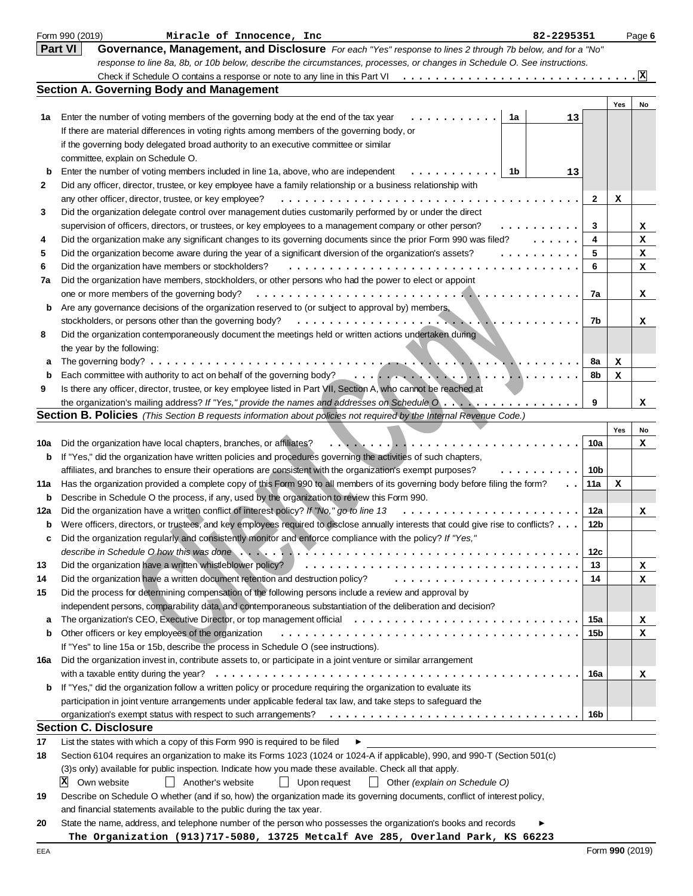Form 990 (2019) **Miracle of Innocence, Inc** **82-2295351**

## Part VI Governance, Management, and Disclosure

*For each "Yes" response to lines 2 through 7b below, and for a "No" response to line 8a, 8b, or 10b below, describe the circumstances, processes, or changes in Schedule O. See instructions.*

Check if Schedule O contains a response or note to any line in this Part VI . . . . . . [X]

### Section A. Governing Body and Management

| | | | Yes | No |
|---|---|---|---|---|
| **1a** | Enter the number of voting members of the governing body at the end of the tax year . . . **1a** 13<br>If there are material differences in voting rights among members of the governing body, or if the governing body delegated broad authority to an executive committee or similar committee, explain on Schedule O. | | | |
| **b** | Enter the number of voting members included in line 1a, above, who are independent . . . **1b** 13 | | | |
| **2** | Did any officer, director, trustee, or key employee have a family relationship or a business relationship with any other officer, director, trustee, or key employee? | 2 | X | |
| **3** | Did the organization delegate control over management duties customarily performed by or under the direct supervision of officers, directors, or trustees, or key employees to a management company or other person? | 3 | | X |
| **4** | Did the organization make any significant changes to its governing documents since the prior Form 990 was filed? | 4 | | X |
| **5** | Did the organization become aware during the year of a significant diversion of the organization's assets? | 5 | | X |
| **6** | Did the organization have members or stockholders? | 6 | | X |
| **7a** | Did the organization have members, stockholders, or other persons who had the power to elect or appoint one or more members of the governing body? | 7a | | X |
| **b** | Are any governance decisions of the organization reserved to (or subject to approval by) members, stockholders, or persons other than the governing body? | 7b | | X |
| **8** | Did the organization contemporaneously document the meetings held or written actions undertaken during the year by the following: | | | |
| **a** | The governing body? | 8a | X | |
| **b** | Each committee with authority to act on behalf of the governing body? | 8b | X | |
| **9** | Is there any officer, director, trustee, or key employee listed in Part VII, Section A, who cannot be reached at the organization's mailing address? *If "Yes," provide the names and addresses on Schedule O* | 9 | | X |

### Section B. Policies *(This Section B requests information about policies not required by the Internal Revenue Code.)*

| | | | Yes | No |
|---|---|---|---|---|
| **10a** | Did the organization have local chapters, branches, or affiliates? | 10a | | X |
| **b** | If "Yes," did the organization have written policies and procedures governing the activities of such chapters, affiliates, and branches to ensure their operations are consistent with the organization's exempt purposes? | 10b | | |
| **11a** | Has the organization provided a complete copy of this Form 990 to all members of its governing body before filing the form? | 11a | X | |
| **b** | Describe in Schedule O the process, if any, used by the organization to review this Form 990. | | | |
| **12a** | Did the organization have a written conflict of interest policy? *If "No," go to line 13* | 12a | | X |
| **b** | Were officers, directors, or trustees, and key employees required to disclose annually interests that could give rise to conflicts? | 12b | | |
| **c** | Did the organization regularly and consistently monitor and enforce compliance with the policy? *If "Yes," describe in Schedule O how this was done* | 12c | | |
| **13** | Did the organization have a written whistleblower policy? | 13 | | X |
| **14** | Did the organization have a written document retention and destruction policy? | 14 | | X |
| **15** | Did the process for determining compensation of the following persons include a review and approval by independent persons, comparability data, and contemporaneous substantiation of the deliberation and decision? | | | |
| **a** | The organization's CEO, Executive Director, or top management official | 15a | | X |
| **b** | Other officers or key employees of the organization<br>If "Yes" to line 15a or 15b, describe the process in Schedule O (see instructions). | 15b | | X |
| **16a** | Did the organization invest in, contribute assets to, or participate in a joint venture or similar arrangement with a taxable entity during the year? | 16a | | X |
| **b** | If "Yes," did the organization follow a written policy or procedure requiring the organization to evaluate its participation in joint venture arrangements under applicable federal tax law, and take steps to safeguard the organization's exempt status with respect to such arrangements? | 16b | | |

### Section C. Disclosure

**17** List the states with which a copy of this Form 990 is required to be filed ►

**18** Section 6104 requires an organization to make its Forms 1023 (1024 or 1024-A if applicable), 990, and 990-T (Section 501(c)(3)s only) available for public inspection. Indicate how you made these available. Check all that apply.

[X] Own website [ ] Another's website [ ] Upon request [ ] Other *(explain on Schedule O)*

**19** Describe on Schedule O whether (and if so, how) the organization made its governing documents, conflict of interest policy, and financial statements available to the public during the tax year.

**20** State the name, address, and telephone number of the person who possesses the organization's books and records ►

**The Organization (913)717-5080, 13725 Metcalf Ave 285, Overland Park, KS 66223**

Form **990** (2019)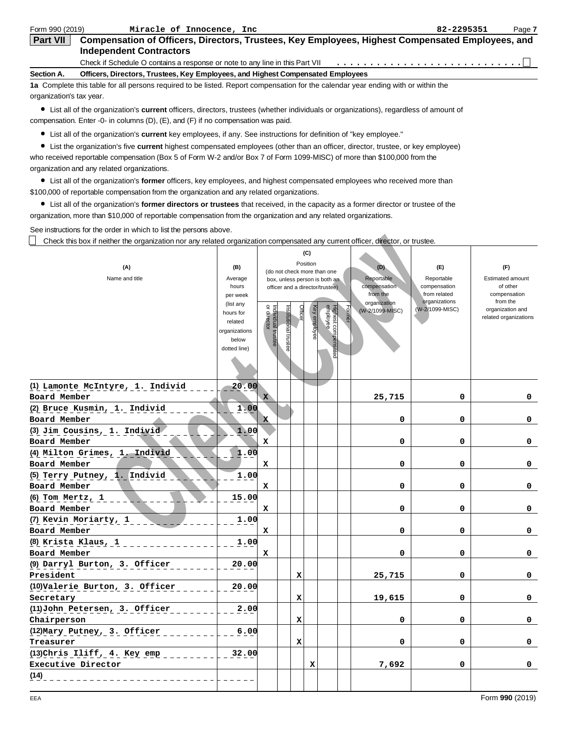Form 990 (2019) Miracle of Innocence, Inc 82-2295351

## Part VII Compensation of Officers, Directors, Trustees, Key Employees, Highest Compensated Employees, and Independent Contractors

Check if Schedule O contains a response or note to any line in this Part VII . . . . . . . . . . . . . . . . . . . . . . . . . . . . ☐

**Section A. Officers, Directors, Trustees, Key Employees, and Highest Compensated Employees**

**1a** Complete this table for all persons required to be listed. Report compensation for the calendar year ending with or within the organization's tax year.

- List all of the organization's **current** officers, directors, trustees (whether individuals or organizations), regardless of amount of compensation. Enter -0- in columns (D), (E), and (F) if no compensation was paid.
- List all of the organization's **current** key employees, if any. See instructions for definition of "key employee."
- List the organization's five **current** highest compensated employees (other than an officer, director, trustee, or key employee) who received reportable compensation (Box 5 of Form W-2 and/or Box 7 of Form 1099-MISC) of more than $100,000 from the organization and any related organizations.
- List all of the organization's **former** officers, key employees, and highest compensated employees who received more than $100,000 of reportable compensation from the organization and any related organizations.
- List all of the organization's **former directors or trustees** that received, in the capacity as a former director or trustee of the organization, more than $10,000 of reportable compensation from the organization and any related organizations.

See instructions for the order in which to list the persons above.

☐ Check this box if neither the organization nor any related organization compensated any current officer, director, or trustee.

| (A) Name and title | (B) Average hours per week (list any hours for related organizations below dotted line) | (C) Position (do not check more than one box, unless person is both an officer and a director/trustee) | | | | | | (D) Reportable compensation from the organization (W-2/1099-MISC) | (E) Reportable compensation from related organizations (W-2/1099-MISC) | (F) Estimated amount of other compensation from the organization and related organizations |
|---|---|---|---|---|---|---|---|---|---|---|
| | | Individual trustee or director | Institutional trustee | Officer | Key employee | Highest compensated employee | Former | | | |
| (1) Lamonte McIntyre, 1. Individ<br>Board Member | 20.00 | X | | | | | | 25,715 | 0 | 0 |
| (2) Bruce Kusmin, 1. Individ<br>Board Member | 1.00 | X | | | | | | 0 | 0 | 0 |
| (3) Jim Cousins, 1. Individ<br>Board Member | 1.00 | X | | | | | | 0 | 0 | 0 |
| (4) Milton Grimes, 1. Individ<br>Board Member | 1.00 | X | | | | | | 0 | 0 | 0 |
| (5) Terry Putney, 1. Individ<br>Board Member | 1.00 | X | | | | | | 0 | 0 | 0 |
| (6) Tom Mertz, 1<br>Board Member | 15.00 | X | | | | | | 0 | 0 | 0 |
| (7) Kevin Moriarty, 1<br>Board Member | 1.00 | X | | | | | | 0 | 0 | 0 |
| (8) Krista Klaus, 1<br>Board Member | 1.00 | X | | | | | | 0 | 0 | 0 |
| (9) Darryl Burton, 3. Officer<br>President | 20.00 | | | X | | | | 25,715 | 0 | 0 |
| (10) Valerie Burton, 3. Officer<br>Secretary | 20.00 | | | X | | | | 19,615 | 0 | 0 |
| (11) John Petersen, 3. Officer<br>Chairperson | 2.00 | | | X | | | | 0 | 0 | 0 |
| (12) Mary Putney, 3. Officer<br>Treasurer | 6.00 | | | X | | | | 0 | 0 | 0 |
| (13) Chris Iliff, 4. Key emp<br>Executive Director | 32.00 | | | | X | | | 7,692 | 0 | 0 |
| (14) | | | | | | | | | | |

EEA Form **990** (2019)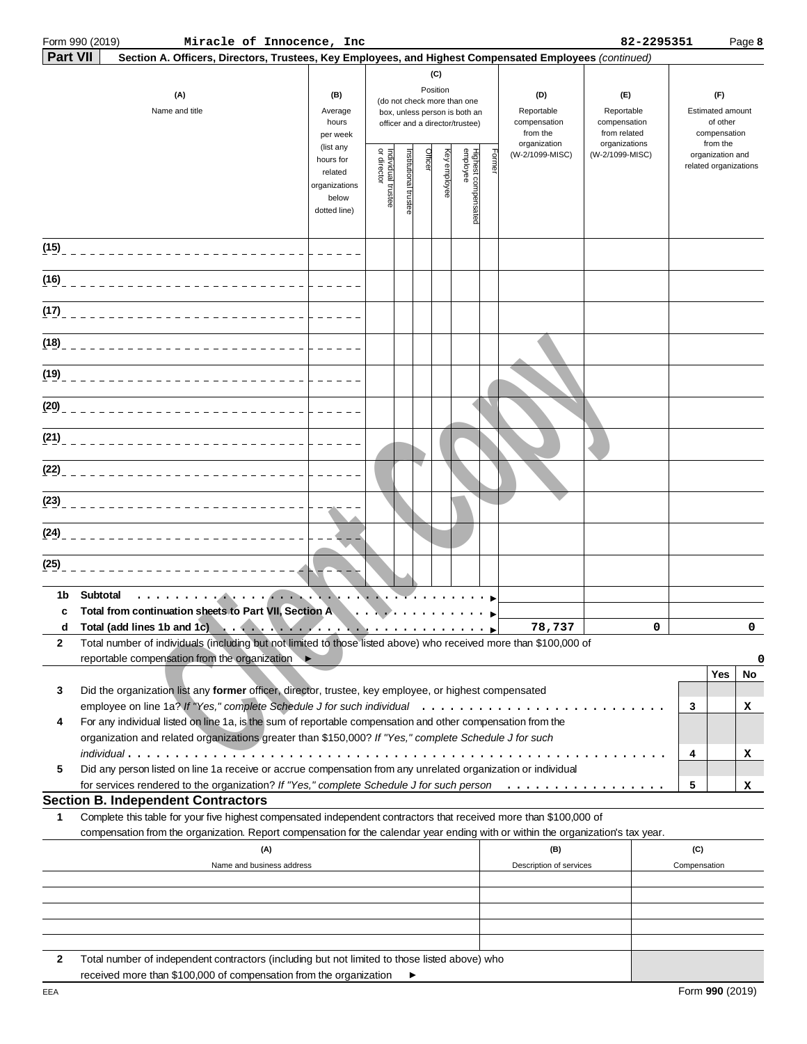Form 990 (2019) **Miracle of Innocence, Inc** **82-2295351** Page **8**

**Part VII** **Section A. Officers, Directors, Trustees, Key Employees, and Highest Compensated Employees** *(continued)*

| (A) Name and title | (B) Average hours per week (list any hours for related organizations below dotted line) | (C) Position (do not check more than one box, unless person is both an officer and a director/trustee) | | | | | | (D) Reportable compensation from the organization (W-2/1099-MISC) | (E) Reportable compensation from related organizations (W-2/1099-MISC) | (F) Estimated amount of other compensation from the organization and related organizations |
|---|---|---|---|---|---|---|---|---|---|---|
| | | Individual trustee or director | Institutional trustee | Officer | Key employee | Highest compensated employee | Former | | | |
| (15) | | | | | | | | | | |
| (16) | | | | | | | | | | |
| (17) | | | | | | | | | | |
| (18) | | | | | | | | | | |
| (19) | | | | | | | | | | |
| (20) | | | | | | | | | | |
| (21) | | | | | | | | | | |
| (22) | | | | | | | | | | |
| (23) | | | | | | | | | | |
| (24) | | | | | | | | | | |
| (25) | | | | | | | | | | |
| **1b Subtotal** | | | | | | | | | | |
| **c Total from continuation sheets to Part VII, Section A** | | | | | | | | | | |
| **d Total (add lines 1b and 1c)** | | | | | | | | 78,737 | 0 | 0 |

**2** Total number of individuals (including but not limited to those listed above) who received more than $100,000 of reportable compensation from the organization ► 0

| | | | Yes | No |
|---|---|---|---|---|
| **3** | Did the organization list any **former** officer, director, trustee, key employee, or highest compensated employee on line 1a? *If "Yes," complete Schedule J for such individual* | 3 | | X |
| **4** | For any individual listed on line 1a, is the sum of reportable compensation and other compensation from the organization and related organizations greater than $150,000? *If "Yes," complete Schedule J for such individual* | 4 | | X |
| **5** | Did any person listed on line 1a receive or accrue compensation from any unrelated organization or individual for services rendered to the organization? *If "Yes," complete Schedule J for such person* | 5 | | X |

## Section B. Independent Contractors

**1** Complete this table for your five highest compensated independent contractors that received more than $100,000 of compensation from the organization. Report compensation for the calendar year ending with or within the organization's tax year.

| (A) Name and business address | (B) Description of services | (C) Compensation |
|---|---|---|
| | | |
| | | |
| | | |
| | | |
| | | |

**2** Total number of independent contractors (including but not limited to those listed above) who received more than $100,000 of compensation from the organization ►

EEA Form **990** (2019)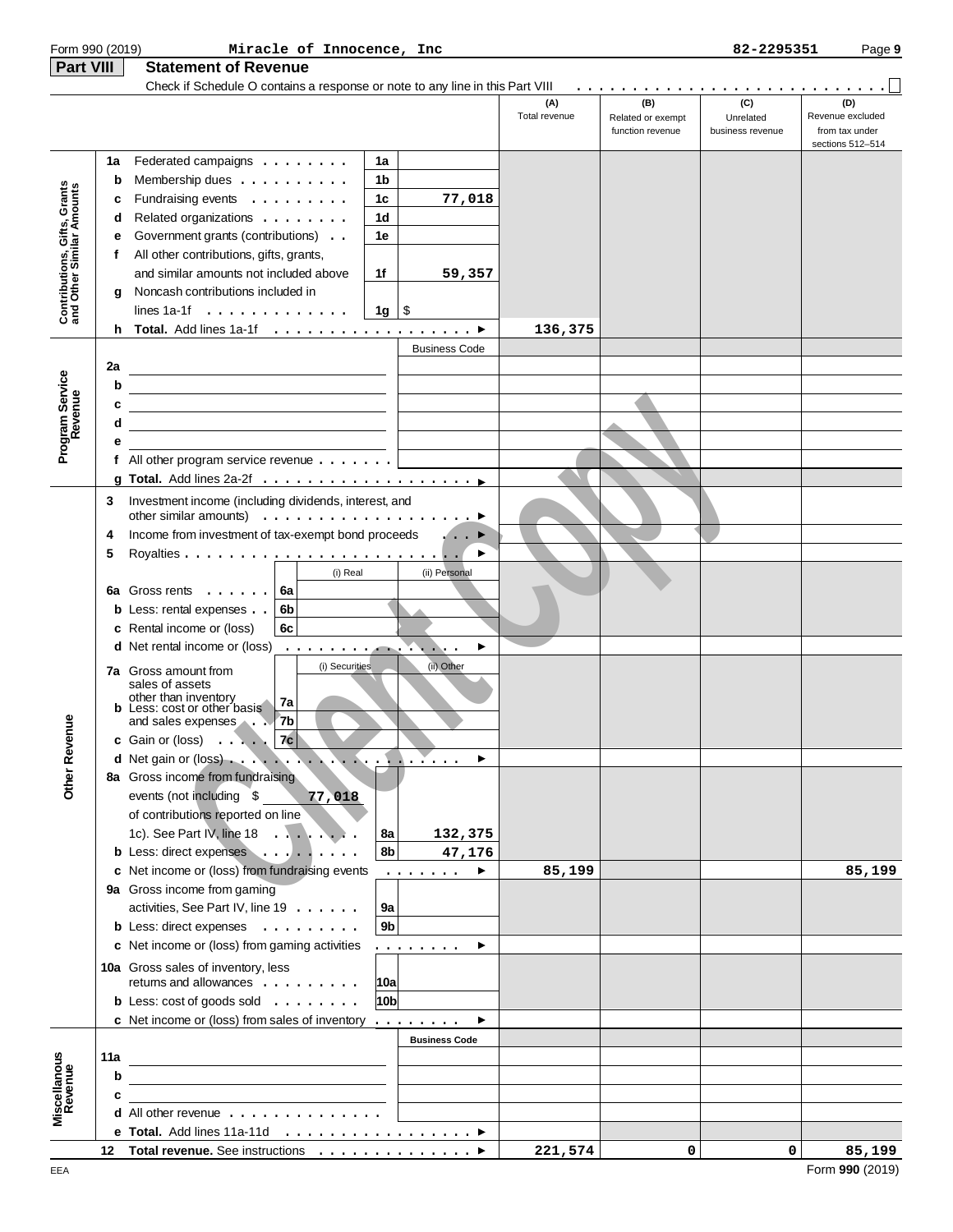Form 990 (2019) Miracle of Innocence, Inc 82-2295351

## Part VIII Statement of Revenue

Check if Schedule O contains a response or note to any line in this Part VIII . . . . . . . ☐

| | | | | (A) Total revenue | (B) Related or exempt function revenue | (C) Unrelated business revenue | (D) Revenue excluded from tax under sections 512–514 |
|---|---|---|---|---|---|---|---|
| **Contributions, Gifts, Grants and Other Similar Amounts** | 1a Federated campaigns | 1a | | | | | |
| | b Membership dues | 1b | | | | | |
| | c Fundraising events | 1c | 77,018 | | | | |
| | d Related organizations | 1d | | | | | |
| | e Government grants (contributions) | 1e | | | | | |
| | f All other contributions, gifts, grants, and similar amounts not included above | 1f | 59,357 | | | | |
| | g Noncash contributions included in lines 1a-1f | 1g | $ | | | | |
| | h **Total.** Add lines 1a-1f | | | 136,375 | | | |
| **Program Service Revenue** | | | Business Code | | | | |
| | 2a | | | | | | |
| | b | | | | | | |
| | c | | | | | | |
| | d | | | | | | |
| | e | | | | | | |
| | f All other program service revenue | | | | | | |
| | g **Total.** Add lines 2a-2f | | | | | | |
| **Other Revenue** | 3 Investment income (including dividends, interest, and other similar amounts) | | | | | | |
| | 4 Income from investment of tax-exempt bond proceeds | | | | | | |
| | 5 Royalties | | | | | | |
| | | (i) Real | (ii) Personal | | | | |
| | 6a Gross rents | 6a | | | | | |
| | b Less: rental expenses | 6b | | | | | |
| | c Rental income or (loss) | 6c | | | | | |
| | d Net rental income or (loss) | | | | | | |
| | | (i) Securities | (ii) Other | | | | |
| | 7a Gross amount from sales of assets other than inventory | 7a | | | | | |
| | b Less: cost or other basis and sales expenses | 7b | | | | | |
| | c Gain or (loss) | 7c | | | | | |
| | d Net gain or (loss) | | | | | | |
| | 8a Gross income from fundraising events (not including $ 77,018 of contributions reported on line 1c). See Part IV, line 18 | 8a | 132,375 | | | | |
| | b Less: direct expenses | 8b | 47,176 | | | | |
| | c Net income or (loss) from fundraising events | | | 85,199 | | | 85,199 |
| | 9a Gross income from gaming activities, See Part IV, line 19 | 9a | | | | | |
| | b Less: direct expenses | 9b | | | | | |
| | c Net income or (loss) from gaming activities | | | | | | |
| | 10a Gross sales of inventory, less returns and allowances | 10a | | | | | |
| | b Less: cost of goods sold | 10b | | | | | |
| | c Net income or (loss) from sales of inventory | | | | | | |
| **Miscellaneous Revenue** | | | Business Code | | | | |
| | 11a | | | | | | |
| | b | | | | | | |
| | c | | | | | | |
| | d All other revenue | | | | | | |
| | e **Total.** Add lines 11a-11d | | | | | | |
| | 12 **Total revenue.** See instructions | | | 221,574 | 0 | 0 | 85,199 |

EEA Form **990** (2019)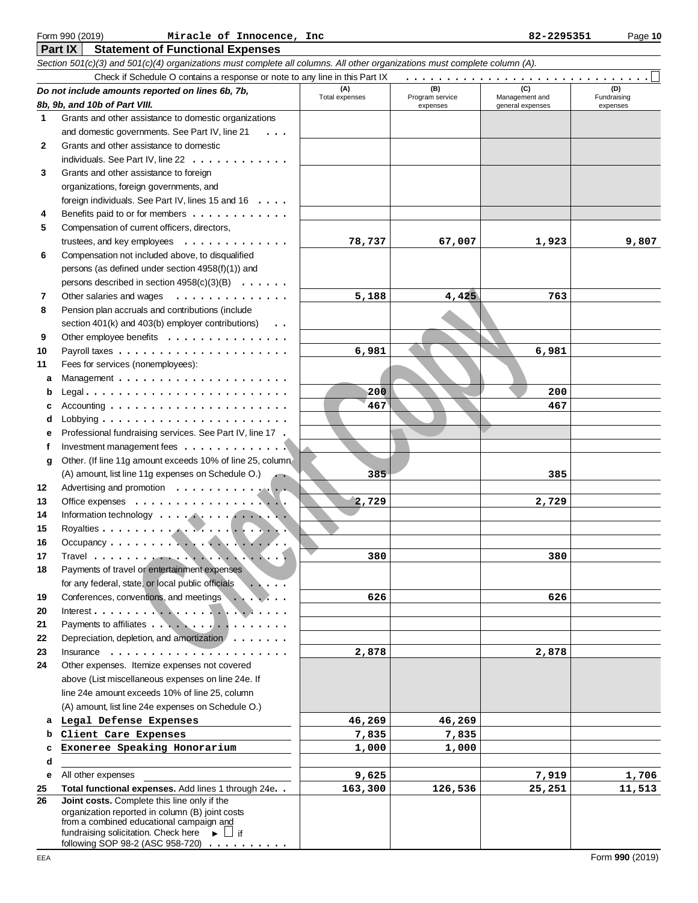Form 990 (2019) Miracle of Innocence, Inc 82-2295351

## Part IX Statement of Functional Expenses

*Section 501(c)(3) and 501(c)(4) organizations must complete all columns. All other organizations must complete column (A).*

Check if Schedule O contains a response or note to any line in this Part IX ☐

| *Do not include amounts reported on lines 6b, 7b, 8b, 9b, and 10b of Part VIII.* | (A) Total expenses | (B) Program service expenses | (C) Management and general expenses | (D) Fundraising expenses |
|---|---|---|---|---|
| 1 Grants and other assistance to domestic organizations and domestic governments. See Part IV, line 21 | | | | |
| 2 Grants and other assistance to domestic individuals. See Part IV, line 22 | | | | |
| 3 Grants and other assistance to foreign organizations, foreign governments, and foreign individuals. See Part IV, lines 15 and 16 | | | | |
| 4 Benefits paid to or for members | | | | |
| 5 Compensation of current officers, directors, trustees, and key employees | 78,737 | 67,007 | 1,923 | 9,807 |
| 6 Compensation not included above, to disqualified persons (as defined under section 4958(f)(1)) and persons described in section 4958(c)(3)(B) | | | | |
| 7 Other salaries and wages | 5,188 | 4,425 | 763 | |
| 8 Pension plan accruals and contributions (include section 401(k) and 403(b) employer contributions) | | | | |
| 9 Other employee benefits | | | | |
| 10 Payroll taxes | 6,981 | | 6,981 | |
| 11 Fees for services (nonemployees): | | | | |
| a Management | | | | |
| b Legal | 200 | | 200 | |
| c Accounting | 467 | | 467 | |
| d Lobbying | | | | |
| e Professional fundraising services. See Part IV, line 17 | | | | |
| f Investment management fees | | | | |
| g Other. (If line 11g amount exceeds 10% of line 25, column (A) amount, list line 11g expenses on Schedule O.) | 385 | | 385 | |
| 12 Advertising and promotion | | | | |
| 13 Office expenses | 2,729 | | 2,729 | |
| 14 Information technology | | | | |
| 15 Royalties | | | | |
| 16 Occupancy | | | | |
| 17 Travel | 380 | | 380 | |
| 18 Payments of travel or entertainment expenses for any federal, state, or local public officials | | | | |
| 19 Conferences, conventions, and meetings | 626 | | 626 | |
| 20 Interest | | | | |
| 21 Payments to affiliates | | | | |
| 22 Depreciation, depletion, and amortization | | | | |
| 23 Insurance | 2,878 | | 2,878 | |
| 24 Other expenses. Itemize expenses not covered above (List miscellaneous expenses on line 24e. If line 24e amount exceeds 10% of line 25, column (A) amount, list line 24e expenses on Schedule O.) | | | | |
| a Legal Defense Expenses | 46,269 | 46,269 | | |
| b Client Care Expenses | 7,835 | 7,835 | | |
| c Exoneree Speaking Honorarium | 1,000 | 1,000 | | |
| d | | | | |
| e All other expenses | 9,625 | | 7,919 | 1,706 |
| 25 **Total functional expenses.** Add lines 1 through 24e | 163,300 | 126,536 | 25,251 | 11,513 |
| 26 **Joint costs.** Complete this line only if the organization reported in column (B) joint costs from a combined educational campaign and fundraising solicitation. Check here ► ☐ if following SOP 98-2 (ASC 958-720) | | | | |

EEA Form **990** (2019)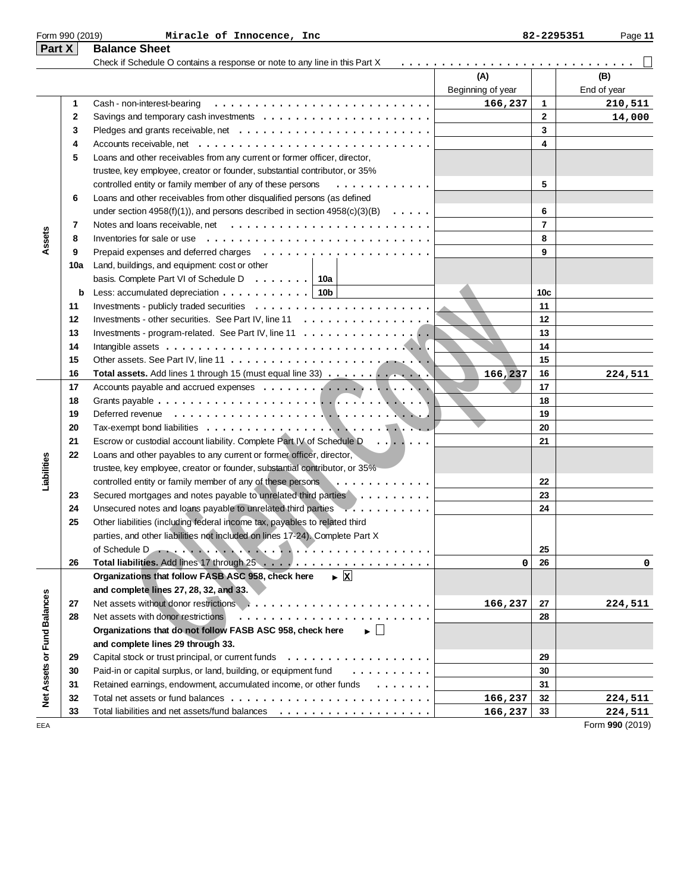Form 990 (2019) Miracle of Innocence, Inc 82-2295351

## Part X Balance Sheet

Check if Schedule O contains a response or note to any line in this Part X . . . . . . . . . . . . . . . . . . . . . . . . . . . . ☐

| | | | (A) Beginning of year | | (B) End of year |
|---|---|---|---|---|---|
| Assets | 1 | Cash - non-interest-bearing | 166,237 | 1 | 210,511 |
| | 2 | Savings and temporary cash investments | | 2 | 14,000 |
| | 3 | Pledges and grants receivable, net | | 3 | |
| | 4 | Accounts receivable, net | | 4 | |
| | 5 | Loans and other receivables from any current or former officer, director, trustee, key employee, creator or founder, substantial contributor, or 35% controlled entity or family member of any of these persons | | 5 | |
| | 6 | Loans and other receivables from other disqualified persons (as defined under section 4958(f)(1)), and persons described in section 4958(c)(3)(B) | | 6 | |
| | 7 | Notes and loans receivable, net | | 7 | |
| | 8 | Inventories for sale or use | | 8 | |
| | 9 | Prepaid expenses and deferred charges | | 9 | |
| | 10a | Land, buildings, and equipment: cost or other basis. Complete Part VI of Schedule D . . . 10a | | | |
| | b | Less: accumulated depreciation . . . 10b | | 10c | |
| | 11 | Investments - publicly traded securities | | 11 | |
| | 12 | Investments - other securities. See Part IV, line 11 | | 12 | |
| | 13 | Investments - program-related. See Part IV, line 11 | | 13 | |
| | 14 | Intangible assets | | 14 | |
| | 15 | Other assets. See Part IV, line 11 | | 15 | |
| | 16 | **Total assets.** Add lines 1 through 15 (must equal line 33) | 166,237 | 16 | 224,511 |
| Liabilities | 17 | Accounts payable and accrued expenses | | 17 | |
| | 18 | Grants payable | | 18 | |
| | 19 | Deferred revenue | | 19 | |
| | 20 | Tax-exempt bond liabilities | | 20 | |
| | 21 | Escrow or custodial account liability. Complete Part IV of Schedule D | | 21 | |
| | 22 | Loans and other payables to any current or former officer, director, trustee, key employee, creator or founder, substantial contributor, or 35% controlled entity or family member of any of these persons | | 22 | |
| | 23 | Secured mortgages and notes payable to unrelated third parties | | 23 | |
| | 24 | Unsecured notes and loans payable to unrelated third parties | | 24 | |
| | 25 | Other liabilities (including federal income tax, payables to related third parties, and other liabilities not included on lines 17-24). Complete Part X of Schedule D | | 25 | |
| | 26 | **Total liabilities.** Add lines 17 through 25 | 0 | 26 | 0 |
| Net Assets or Fund Balances | | **Organizations that follow FASB ASC 958, check here** ► ☒ **and complete lines 27, 28, 32, and 33.** | | | |
| | 27 | Net assets without donor restrictions | 166,237 | 27 | 224,511 |
| | 28 | Net assets with donor restrictions | | 28 | |
| | | **Organizations that do not follow FASB ASC 958, check here** ► ☐ **and complete lines 29 through 33.** | | | |
| | 29 | Capital stock or trust principal, or current funds | | 29 | |
| | 30 | Paid-in or capital surplus, or land, building, or equipment fund | | 30 | |
| | 31 | Retained earnings, endowment, accumulated income, or other funds | | 31 | |
| | 32 | Total net assets or fund balances | 166,237 | 32 | 224,511 |
| | 33 | Total liabilities and net assets/fund balances | 166,237 | 33 | 224,511 |

EEA Form **990** (2019)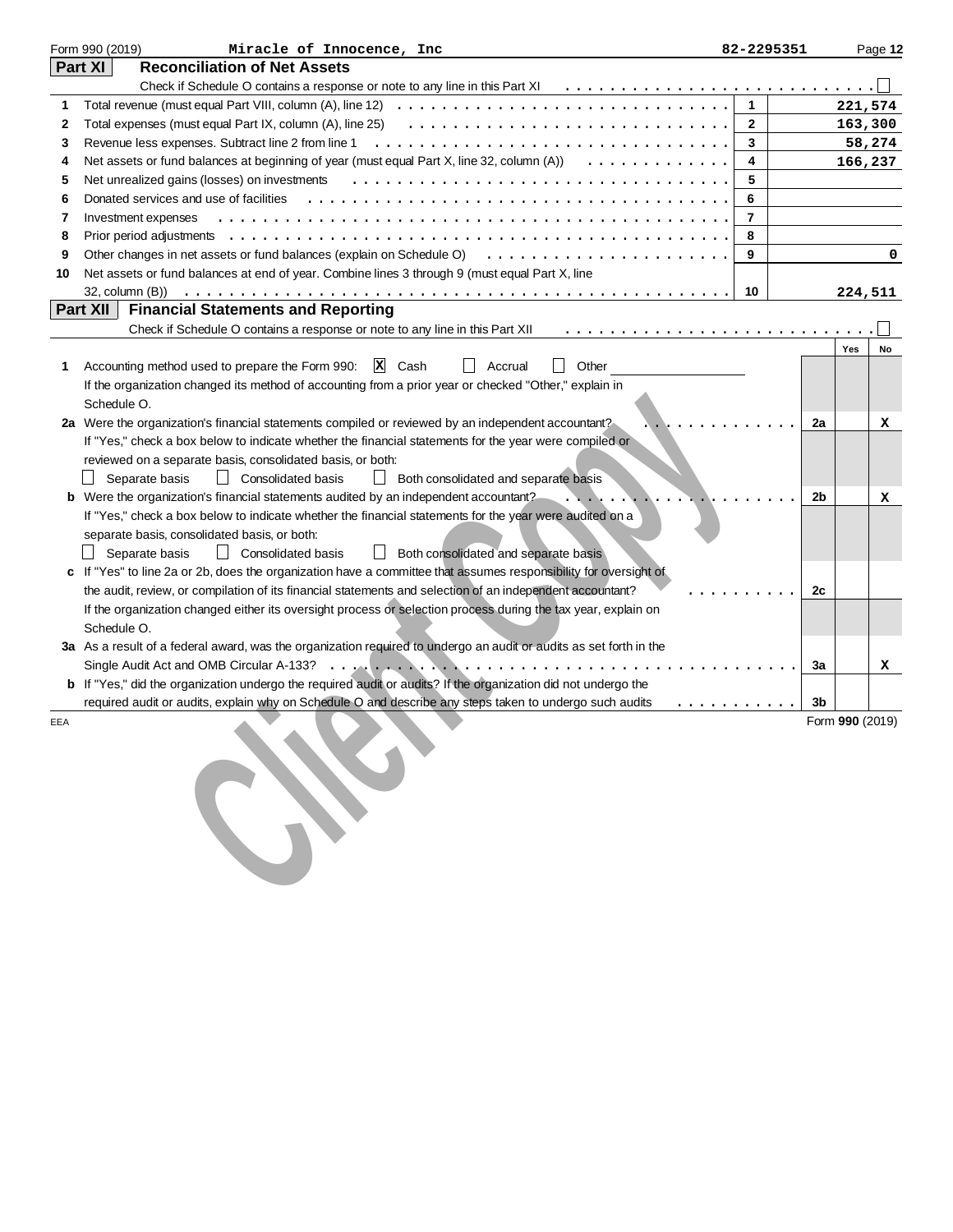Form 990 (2019) Miracle of Innocence, Inc 82-2295351

## Part XI Reconciliation of Net Assets

Check if Schedule O contains a response or note to any line in this Part XI ☐

| | | | |
|---|---|---|---|
| 1 | Total revenue (must equal Part VIII, column (A), line 12) | 1 | 221,574 |
| 2 | Total expenses (must equal Part IX, column (A), line 25) | 2 | 163,300 |
| 3 | Revenue less expenses. Subtract line 2 from line 1 | 3 | 58,274 |
| 4 | Net assets or fund balances at beginning of year (must equal Part X, line 32, column (A)) | 4 | 166,237 |
| 5 | Net unrealized gains (losses) on investments | 5 | |
| 6 | Donated services and use of facilities | 6 | |
| 7 | Investment expenses | 7 | |
| 8 | Prior period adjustments | 8 | |
| 9 | Other changes in net assets or fund balances (explain on Schedule O) | 9 | 0 |
| 10 | Net assets or fund balances at end of year. Combine lines 3 through 9 (must equal Part X, line 32, column (B)) | 10 | 224,511 |

## Part XII Financial Statements and Reporting

Check if Schedule O contains a response or note to any line in this Part XII ☐

| | | | Yes | No |
|---|---|---|---|---|
| 1 | Accounting method used to prepare the Form 990: ☒ Cash ☐ Accrual ☐ Other<br>If the organization changed its method of accounting from a prior year or checked "Other," explain in Schedule O. | | | |
| 2a | Were the organization's financial statements compiled or reviewed by an independent accountant? | 2a | | X |
| | If "Yes," check a box below to indicate whether the financial statements for the year were compiled or reviewed on a separate basis, consolidated basis, or both:<br>☐ Separate basis ☐ Consolidated basis ☐ Both consolidated and separate basis | | | |
| b | Were the organization's financial statements audited by an independent accountant? | 2b | | X |
| | If "Yes," check a box below to indicate whether the financial statements for the year were audited on a separate basis, consolidated basis, or both:<br>☐ Separate basis ☐ Consolidated basis ☐ Both consolidated and separate basis | | | |
| c | If "Yes" to line 2a or 2b, does the organization have a committee that assumes responsibility for oversight of the audit, review, or compilation of its financial statements and selection of an independent accountant? | 2c | | |
| | If the organization changed either its oversight process or selection process during the tax year, explain on Schedule O. | | | |
| 3a | As a result of a federal award, was the organization required to undergo an audit or audits as set forth in the Single Audit Act and OMB Circular A-133? | 3a | | X |
| b | If "Yes," did the organization undergo the required audit or audits? If the organization did not undergo the required audit or audits, explain why on Schedule O and describe any steps taken to undergo such audits | 3b | | |

EEA Form 990 (2019)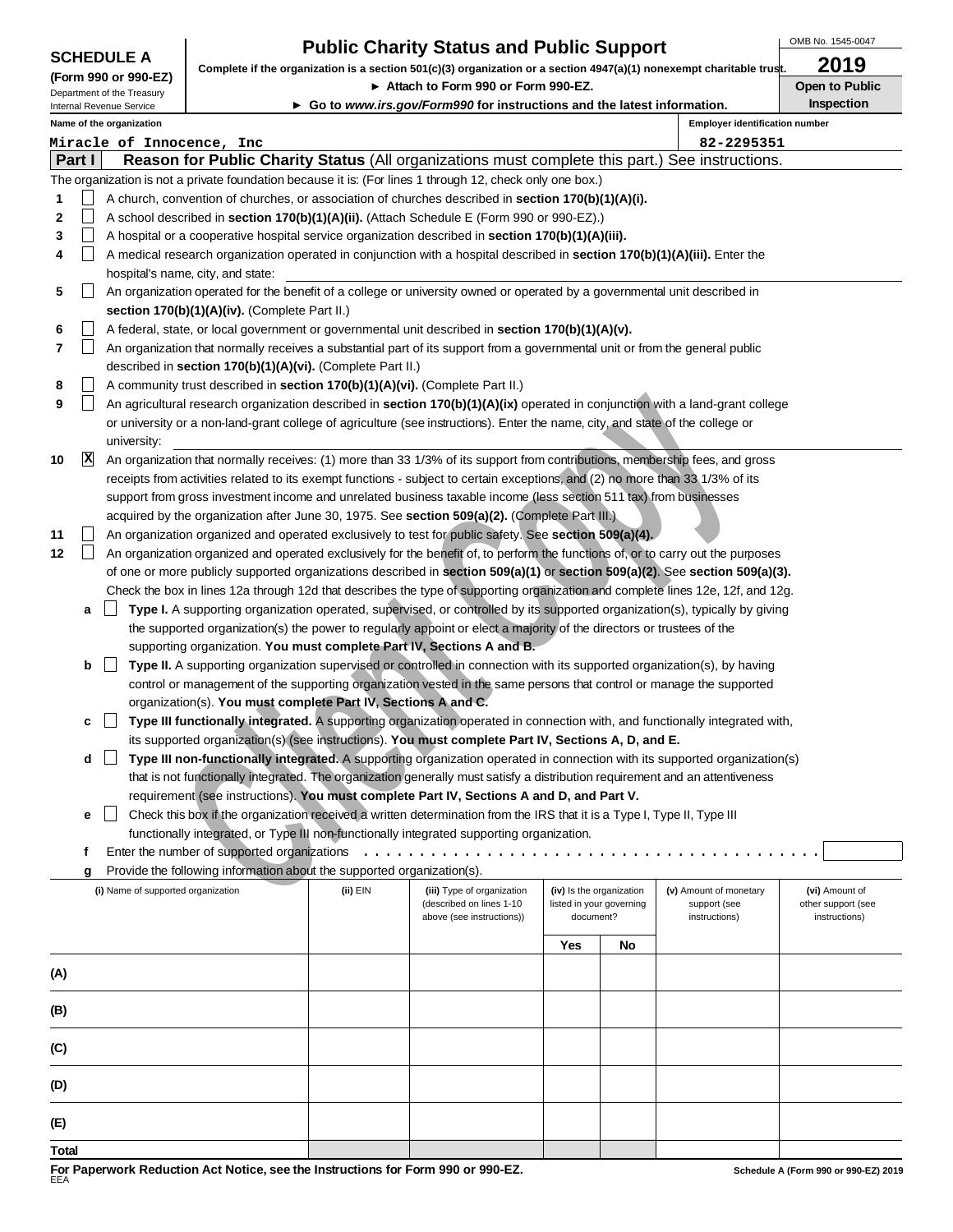**SCHEDULE A (Form 990 or 990-EZ)**
Department of the Treasury
Internal Revenue Service

# Public Charity Status and Public Support

**Complete if the organization is a section 501(c)(3) organization or a section 4947(a)(1) nonexempt charitable trust.**
► **Attach to Form 990 or Form 990-EZ.**
► **Go to *www.irs.gov/Form990* for instructions and the latest information.**

OMB No. 1545-0047
**2019**
**Open to Public Inspection**

**Name of the organization:** Miracle of Innocence, Inc
**Employer identification number:** 82-2295351

## Part I — Reason for Public Charity Status (All organizations must complete this part.) See instructions.

The organization is not a private foundation because it is: (For lines 1 through 12, check only one box.)

1. ☐ A church, convention of churches, or association of churches described in **section 170(b)(1)(A)(i).**
2. ☐ A school described in **section 170(b)(1)(A)(ii).** (Attach Schedule E (Form 990 or 990-EZ).)
3. ☐ A hospital or a cooperative hospital service organization described in **section 170(b)(1)(A)(iii).**
4. ☐ A medical research organization operated in conjunction with a hospital described in **section 170(b)(1)(A)(iii).** Enter the hospital's name, city, and state:
5. ☐ An organization operated for the benefit of a college or university owned or operated by a governmental unit described in **section 170(b)(1)(A)(iv).** (Complete Part II.)
6. ☐ A federal, state, or local government or governmental unit described in **section 170(b)(1)(A)(v).**
7. ☐ An organization that normally receives a substantial part of its support from a governmental unit or from the general public described in **section 170(b)(1)(A)(vi).** (Complete Part II.)
8. ☐ A community trust described in **section 170(b)(1)(A)(vi).** (Complete Part II.)
9. ☐ An agricultural research organization described in **section 170(b)(1)(A)(ix)** operated in conjunction with a land-grant college or university or a non-land-grant college of agriculture (see instructions). Enter the name, city, and state of the college or university:
10. ☒ An organization that normally receives: (1) more than 33 1/3% of its support from contributions, membership fees, and gross receipts from activities related to its exempt functions - subject to certain exceptions, and (2) no more than 33 1/3% of its support from gross investment income and unrelated business taxable income (less section 511 tax) from businesses acquired by the organization after June 30, 1975. See **section 509(a)(2).** (Complete Part III.)
11. ☐ An organization organized and operated exclusively to test for public safety. See **section 509(a)(4).**
12. ☐ An organization organized and operated exclusively for the benefit of, to perform the functions of, or to carry out the purposes of one or more publicly supported organizations described in **section 509(a)(1)** or **section 509(a)(2).** See **section 509(a)(3).** Check the box in lines 12a through 12d that describes the type of supporting organization and complete lines 12e, 12f, and 12g.
   - **a** ☐ **Type I.** A supporting organization operated, supervised, or controlled by its supported organization(s), typically by giving the supported organization(s) the power to regularly appoint or elect a majority of the directors or trustees of the supporting organization. **You must complete Part IV, Sections A and B.**
   - **b** ☐ **Type II.** A supporting organization supervised or controlled in connection with its supported organization(s), by having control or management of the supporting organization vested in the same persons that control or manage the supported organization(s). **You must complete Part IV, Sections A and C.**
   - **c** ☐ **Type III functionally integrated.** A supporting organization operated in connection with, and functionally integrated with, its supported organization(s) (see instructions). **You must complete Part IV, Sections A, D, and E.**
   - **d** ☐ **Type III non-functionally integrated.** A supporting organization operated in connection with its supported organization(s) that is not functionally integrated. The organization generally must satisfy a distribution requirement and an attentiveness requirement (see instructions). **You must complete Part IV, Sections A and D, and Part V.**
   - **e** ☐ Check this box if the organization received a written determination from the IRS that it is a Type I, Type II, Type III functionally integrated, or Type III non-functionally integrated supporting organization.
   - **f** Enter the number of supported organizations . . . . . . . . . . . . . . . . . . . . . . . . . . . . . . . . . . . . .
   - **g** Provide the following information about the supported organization(s).

| (i) Name of supported organization | (ii) EIN | (iii) Type of organization (described on lines 1-10 above (see instructions)) | (iv) Is the organization listed in your governing document? | | (v) Amount of monetary support (see instructions) | (vi) Amount of other support (see instructions) |
|---|---|---|---|---|---|---|
| | | | Yes | No | | |
| (A) | | | | | | |
| (B) | | | | | | |
| (C) | | | | | | |
| (D) | | | | | | |
| (E) | | | | | | |
| Total | | | | | | |

**For Paperwork Reduction Act Notice, see the Instructions for Form 990 or 990-EZ.**
EEA
**Schedule A (Form 990 or 990-EZ) 2019**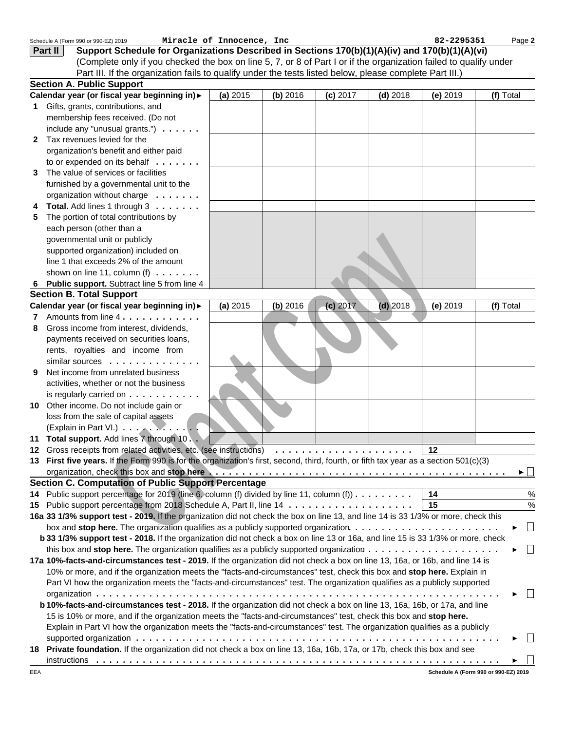Schedule A (Form 990 or 990-EZ) 2019 Miracle of Innocence, Inc 82-2295351 Page **2**

## Part II Support Schedule for Organizations Described in Sections 170(b)(1)(A)(iv) and 170(b)(1)(A)(vi)

(Complete only if you checked the box on line 5, 7, or 8 of Part I or if the organization failed to qualify under Part III. If the organization fails to qualify under the tests listed below, please complete Part III.)

### Section A. Public Support

| Calendar year (or fiscal year beginning in) ► | (a) 2015 | (b) 2016 | (c) 2017 | (d) 2018 | (e) 2019 | (f) Total |
|---|---|---|---|---|---|---|
| **1** Gifts, grants, contributions, and membership fees received. (Do not include any "unusual grants.") | | | | | | |
| **2** Tax revenues levied for the organization's benefit and either paid to or expended on its behalf | | | | | | |
| **3** The value of services or facilities furnished by a governmental unit to the organization without charge | | | | | | |
| **4** **Total.** Add lines 1 through 3 | | | | | | |
| **5** The portion of total contributions by each person (other than a governmental unit or publicly supported organization) included on line 1 that exceeds 2% of the amount shown on line 11, column (f) | | | | | | |
| **6** **Public support.** Subtract line 5 from line 4 | | | | | | |

### Section B. Total Support

| Calendar year (or fiscal year beginning in) ► | (a) 2015 | (b) 2016 | (c) 2017 | (d) 2018 | (e) 2019 | (f) Total |
|---|---|---|---|---|---|---|
| **7** Amounts from line 4 | | | | | | |
| **8** Gross income from interest, dividends, payments received on securities loans, rents, royalties and income from similar sources | | | | | | |
| **9** Net income from unrelated business activities, whether or not the business is regularly carried on | | | | | | |
| **10** Other income. Do not include gain or loss from the sale of capital assets (Explain in Part VI.) | | | | | | |
| **11** **Total support.** Add lines 7 through 10 | | | | | | |

**12** Gross receipts from related activities, etc. (see instructions) **12**

**13** **First five years.** If the Form 990 is for the organization's first, second, third, fourth, or fifth tax year as a section 501(c)(3) organization, check this box and **stop here** ► ☐

### Section C. Computation of Public Support Percentage

**14** Public support percentage for 2019 (line 6, column (f) divided by line 11, column (f)) **14** %

**15** Public support percentage from 2018 Schedule A, Part II, line 14 **15** %

**16a 33 1/3% support test - 2019.** If the organization did not check the box on line 13, and line 14 is 33 1/3% or more, check this box and **stop here.** The organization qualifies as a publicly supported organization ► ☐

**b 33 1/3% support test - 2018.** If the organization did not check a box on line 13 or 16a, and line 15 is 33 1/3% or more, check this box and **stop here.** The organization qualifies as a publicly supported organization ► ☐

**17a 10%-facts-and-circumstances test - 2019.** If the organization did not check a box on line 13, 16a, or 16b, and line 14 is 10% or more, and if the organization meets the "facts-and-circumstances" test, check this box and **stop here.** Explain in Part VI how the organization meets the "facts-and-circumstances" test. The organization qualifies as a publicly supported organization ► ☐

**b 10%-facts-and-circumstances test - 2018.** If the organization did not check a box on line 13, 16a, 16b, or 17a, and line 15 is 10% or more, and if the organization meets the "facts-and-circumstances" test, check this box and **stop here.** Explain in Part VI how the organization meets the "facts-and-circumstances" test. The organization qualifies as a publicly supported organization ► ☐

**18** **Private foundation.** If the organization did not check a box on line 13, 16a, 16b, 17a, or 17b, check this box and see instructions ► ☐

EEA **Schedule A (Form 990 or 990-EZ) 2019**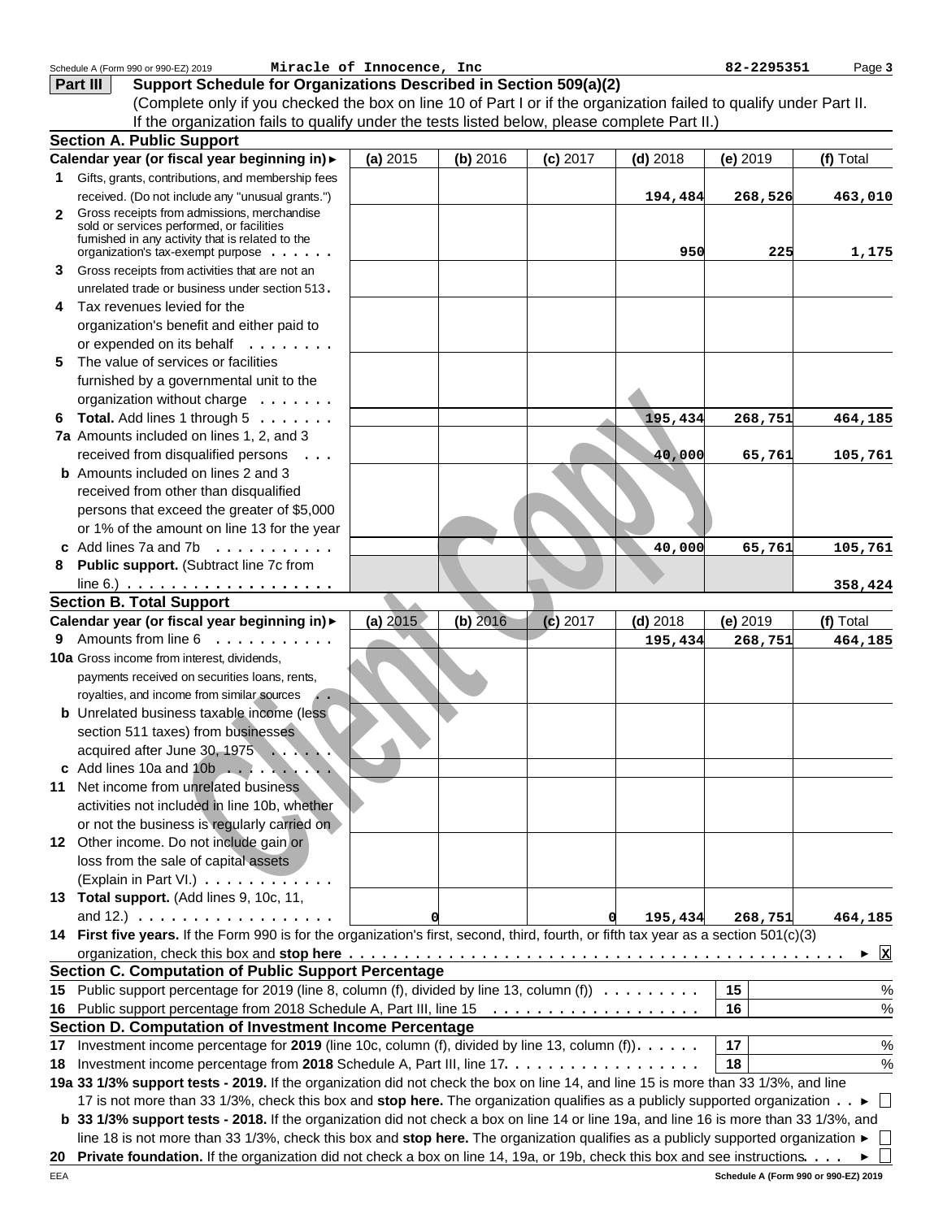Schedule A (Form 990 or 990-EZ) 2019 **Miracle of Innocence, Inc** **82-2295351** Page **3**

## Part III Support Schedule for Organizations Described in Section 509(a)(2)

(Complete only if you checked the box on line 10 of Part I or if the organization failed to qualify under Part II. If the organization fails to qualify under the tests listed below, please complete Part II.)

### Section A. Public Support

| Calendar year (or fiscal year beginning in) ► | (a) 2015 | (b) 2016 | (c) 2017 | (d) 2018 | (e) 2019 | (f) Total |
|---|---|---|---|---|---|---|
| **1** Gifts, grants, contributions, and membership fees received. (Do not include any "unusual grants.") | | | | 194,484 | 268,526 | 463,010 |
| **2** Gross receipts from admissions, merchandise sold or services performed, or facilities furnished in any activity that is related to the organization's tax-exempt purpose | | | | 950 | 225 | 1,175 |
| **3** Gross receipts from activities that are not an unrelated trade or business under section 513 | | | | | | |
| **4** Tax revenues levied for the organization's benefit and either paid to or expended on its behalf | | | | | | |
| **5** The value of services or facilities furnished by a governmental unit to the organization without charge | | | | | | |
| **6 Total.** Add lines 1 through 5 | | | | 195,434 | 268,751 | 464,185 |
| **7a** Amounts included on lines 1, 2, and 3 received from disqualified persons | | | | 40,000 | 65,761 | 105,761 |
| **b** Amounts included on lines 2 and 3 received from other than disqualified persons that exceed the greater of $5,000 or 1% of the amount on line 13 for the year | | | | | | |
| **c** Add lines 7a and 7b | | | | 40,000 | 65,761 | 105,761 |
| **8 Public support.** (Subtract line 7c from line 6.) | | | | | | 358,424 |

### Section B. Total Support

| Calendar year (or fiscal year beginning in) ► | (a) 2015 | (b) 2016 | (c) 2017 | (d) 2018 | (e) 2019 | (f) Total |
|---|---|---|---|---|---|---|
| **9** Amounts from line 6 | | | | 195,434 | 268,751 | 464,185 |
| **10a** Gross income from interest, dividends, payments received on securities loans, rents, royalties, and income from similar sources | | | | | | |
| **b** Unrelated business taxable income (less section 511 taxes) from businesses acquired after June 30, 1975 | | | | | | |
| **c** Add lines 10a and 10b | | | | | | |
| **11** Net income from unrelated business activities not included in line 10b, whether or not the business is regularly carried on | | | | | | |
| **12** Other income. Do not include gain or loss from the sale of capital assets (Explain in Part VI.) | | | | | | |
| **13 Total support.** (Add lines 9, 10c, 11, and 12.) | 0 | | 0 | 195,434 | 268,751 | 464,185 |

**14 First five years.** If the Form 990 is for the organization's first, second, third, fourth, or fifth tax year as a section 501(c)(3) organization, check this box and **stop here** ► [X]

### Section C. Computation of Public Support Percentage

**15** Public support percentage for 2019 (line 8, column (f), divided by line 13, column (f)) — **15** %

**16** Public support percentage from 2018 Schedule A, Part III, line 15 — **16** %

### Section D. Computation of Investment Income Percentage

**17** Investment income percentage for **2019** (line 10c, column (f), divided by line 13, column (f)) — **17** %

**18** Investment income percentage from **2018** Schedule A, Part III, line 17 — **18** %

**19a 33 1/3% support tests - 2019.** If the organization did not check the box on line 14, and line 15 is more than 33 1/3%, and line 17 is not more than 33 1/3%, check this box and **stop here.** The organization qualifies as a publicly supported organization ► [ ]

**b 33 1/3% support tests - 2018.** If the organization did not check a box on line 14 or line 19a, and line 16 is more than 33 1/3%, and line 18 is not more than 33 1/3%, check this box and **stop here.** The organization qualifies as a publicly supported organization ► [ ]

**20 Private foundation.** If the organization did not check a box on line 14, 19a, or 19b, check this box and see instructions ► [ ]

EEA **Schedule A (Form 990 or 990-EZ) 2019**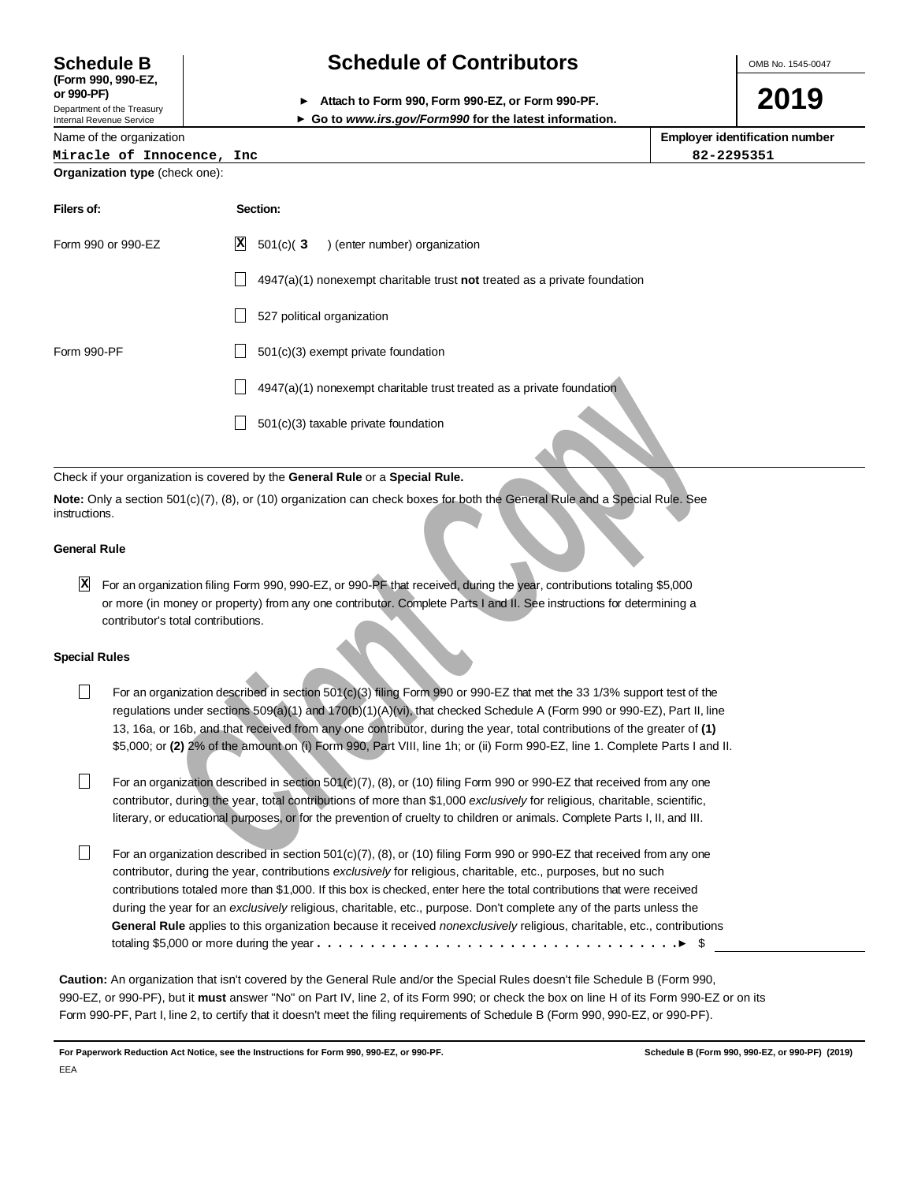**Schedule B (Form 990, 990-EZ, or 990-PF)**
Department of the Treasury
Internal Revenue Service

# Schedule of Contributors

► Attach to Form 990, Form 990-EZ, or Form 990-PF.
► Go to *www.irs.gov/Form990* for the latest information.

OMB No. 1545-0047

**2019**

Name of the organization: Miracle of Innocence, Inc

Employer identification number: 82-2295351

**Organization type** (check one):

| Filers of: | Section: |
|---|---|
| Form 990 or 990-EZ | [X] 501(c)( 3 ) (enter number) organization |
| | [ ] 4947(a)(1) nonexempt charitable trust **not** treated as a private foundation |
| | [ ] 527 political organization |
| Form 990-PF | [ ] 501(c)(3) exempt private foundation |
| | [ ] 4947(a)(1) nonexempt charitable trust treated as a private foundation |
| | [ ] 501(c)(3) taxable private foundation |

Check if your organization is covered by the **General Rule** or a **Special Rule.**

**Note:** Only a section 501(c)(7), (8), or (10) organization can check boxes for both the General Rule and a Special Rule. See instructions.

### General Rule

[X] For an organization filing Form 990, 990-EZ, or 990-PF that received, during the year, contributions totaling $5,000 or more (in money or property) from any one contributor. Complete Parts I and II. See instructions for determining a contributor's total contributions.

### Special Rules

[ ] For an organization described in section 501(c)(3) filing Form 990 or 990-EZ that met the 33 1/3% support test of the regulations under sections 509(a)(1) and 170(b)(1)(A)(vi), that checked Schedule A (Form 990 or 990-EZ), Part II, line 13, 16a, or 16b, and that received from any one contributor, during the year, total contributions of the greater of **(1)** $5,000; or **(2)** 2% of the amount on (i) Form 990, Part VIII, line 1h; or (ii) Form 990-EZ, line 1. Complete Parts I and II.

[ ] For an organization described in section 501(c)(7), (8), or (10) filing Form 990 or 990-EZ that received from any one contributor, during the year, total contributions of more than $1,000 *exclusively* for religious, charitable, scientific, literary, or educational purposes, or for the prevention of cruelty to children or animals. Complete Parts I, II, and III.

[ ] For an organization described in section 501(c)(7), (8), or (10) filing Form 990 or 990-EZ that received from any one contributor, during the year, contributions *exclusively* for religious, charitable, etc., purposes, but no such contributions totaled more than $1,000. If this box is checked, enter here the total contributions that were received during the year for an *exclusively* religious, charitable, etc., purpose. Don't complete any of the parts unless the **General Rule** applies to this organization because it received *nonexclusively* religious, charitable, etc., contributions totaling $5,000 or more during the year . . . . . . . . . . . . . . . . . . . . . . . . . . . . . . . . . . . ► $ ________

**Caution:** An organization that isn't covered by the General Rule and/or the Special Rules doesn't file Schedule B (Form 990, 990-EZ, or 990-PF), but it **must** answer "No" on Part IV, line 2, of its Form 990; or check the box on line H of its Form 990-EZ or on its Form 990-PF, Part I, line 2, to certify that it doesn't meet the filing requirements of Schedule B (Form 990, 990-EZ, or 990-PF).

**For Paperwork Reduction Act Notice, see the Instructions for Form 990, 990-EZ, or 990-PF.** **Schedule B (Form 990, 990-EZ, or 990-PF) (2019)**

EEA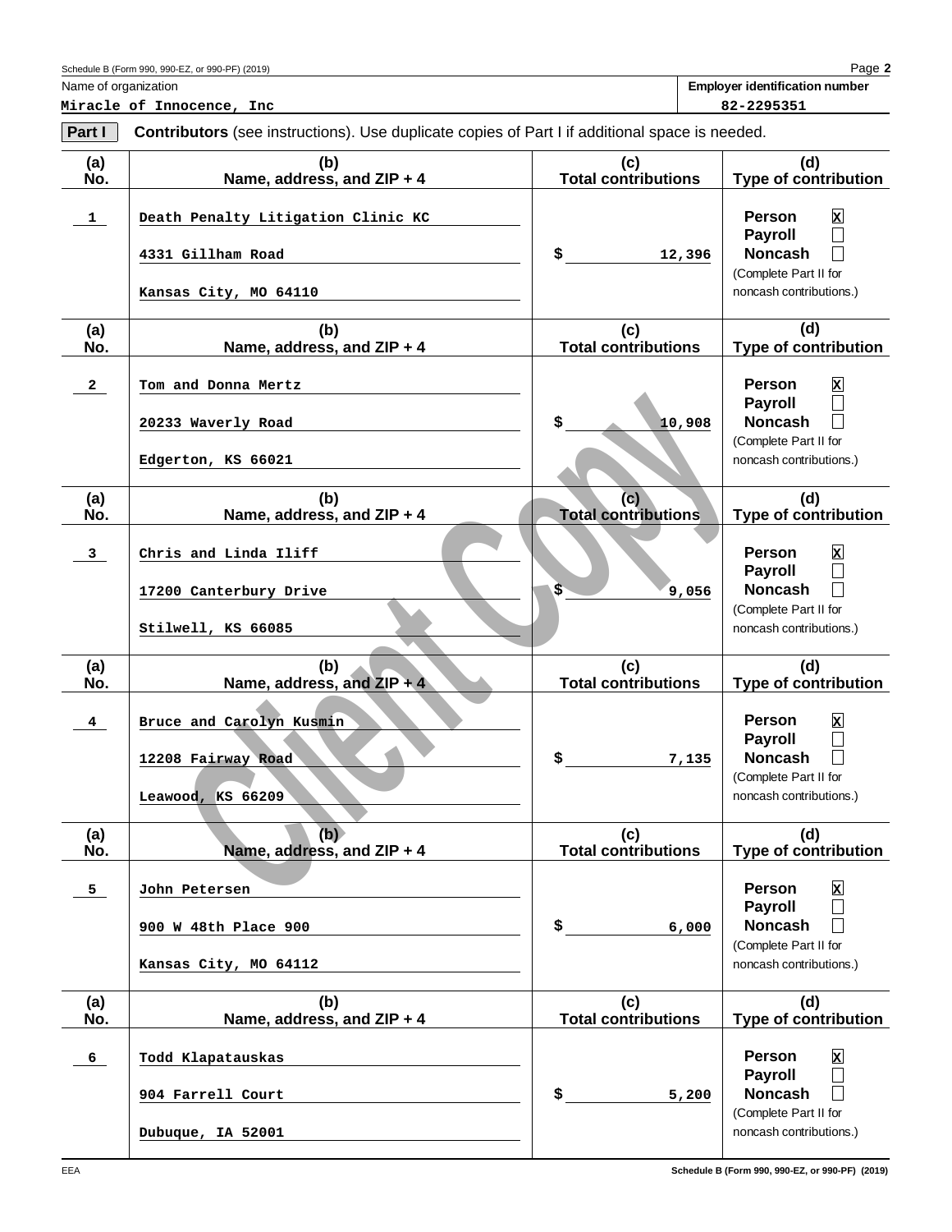Schedule B (Form 990, 990-EZ, or 990-PF) (2019) Page **2**

Name of organization: **Miracle of Innocence, Inc**

**Employer identification number:** 82-2295351

**Part I** **Contributors** (see instructions). Use duplicate copies of Part I if additional space is needed.

| (a) No. | (b) Name, address, and ZIP + 4 | (c) Total contributions | (d) Type of contribution |
|---|---|---|---|
| 1 | Death Penalty Litigation Clinic KC<br>4331 Gillham Road<br>Kansas City, MO 64110 | $ 12,396 | Person [X]<br>Payroll [ ]<br>Noncash [ ]<br>(Complete Part II for noncash contributions.) |
| 2 | Tom and Donna Mertz<br>20233 Waverly Road<br>Edgerton, KS 66021 | $ 10,908 | Person [X]<br>Payroll [ ]<br>Noncash [ ]<br>(Complete Part II for noncash contributions.) |
| 3 | Chris and Linda Iliff<br>17200 Canterbury Drive<br>Stilwell, KS 66085 | $ 9,056 | Person [X]<br>Payroll [ ]<br>Noncash [ ]<br>(Complete Part II for noncash contributions.) |
| 4 | Bruce and Carolyn Kusmin<br>12208 Fairway Road<br>Leawood, KS 66209 | $ 7,135 | Person [X]<br>Payroll [ ]<br>Noncash [ ]<br>(Complete Part II for noncash contributions.) |
| 5 | John Petersen<br>900 W 48th Place 900<br>Kansas City, MO 64112 | $ 6,000 | Person [X]<br>Payroll [ ]<br>Noncash [ ]<br>(Complete Part II for noncash contributions.) |
| 6 | Todd Klapatauskas<br>904 Farrell Court<br>Dubuque, IA 52001 | $ 5,200 | Person [X]<br>Payroll [ ]<br>Noncash [ ]<br>(Complete Part II for noncash contributions.) |

Client Copy

EEA Schedule B (Form 990, 990-EZ, or 990-PF) (2019)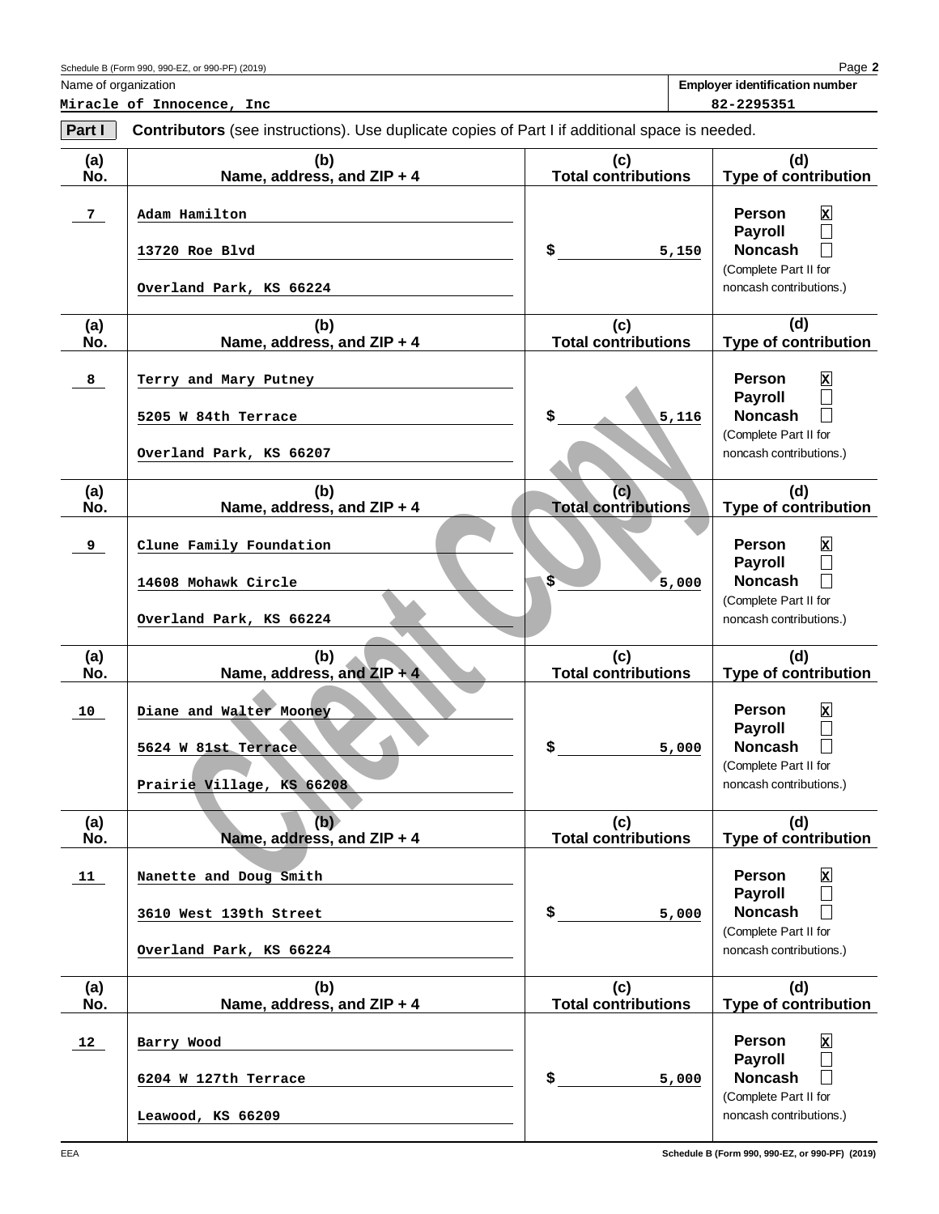Schedule B (Form 990, 990-EZ, or 990-PF) (2019) Page **2**

| Name of organization | Employer identification number |
| --- | --- |
| Miracle of Innocence, Inc | 82-2295351 |

**Part I** **Contributors** (see instructions). Use duplicate copies of Part I if additional space is needed.

| (a) No. | (b) Name, address, and ZIP + 4 | (c) Total contributions | (d) Type of contribution |
| --- | --- | --- | --- |
| 7 | Adam Hamilton<br>13720 Roe Blvd<br>Overland Park, KS 66224 | $ 5,150 | Person [X]<br>Payroll [ ]<br>Noncash [ ]<br>(Complete Part II for noncash contributions.) |
| 8 | Terry and Mary Putney<br>5205 W 84th Terrace<br>Overland Park, KS 66207 | $ 5,116 | Person [X]<br>Payroll [ ]<br>Noncash [ ]<br>(Complete Part II for noncash contributions.) |
| 9 | Clune Family Foundation<br>14608 Mohawk Circle<br>Overland Park, KS 66224 | $ 5,000 | Person [X]<br>Payroll [ ]<br>Noncash [ ]<br>(Complete Part II for noncash contributions.) |
| 10 | Diane and Walter Mooney<br>5624 W 81st Terrace<br>Prairie Village, KS 66208 | $ 5,000 | Person [X]<br>Payroll [ ]<br>Noncash [ ]<br>(Complete Part II for noncash contributions.) |
| 11 | Nanette and Doug Smith<br>3610 West 139th Street<br>Overland Park, KS 66224 | $ 5,000 | Person [X]<br>Payroll [ ]<br>Noncash [ ]<br>(Complete Part II for noncash contributions.) |
| 12 | Barry Wood<br>6204 W 127th Terrace<br>Leawood, KS 66209 | $ 5,000 | Person [X]<br>Payroll [ ]<br>Noncash [ ]<br>(Complete Part II for noncash contributions.) |

Client Copy

EEA Schedule B (Form 990, 990-EZ, or 990-PF) (2019)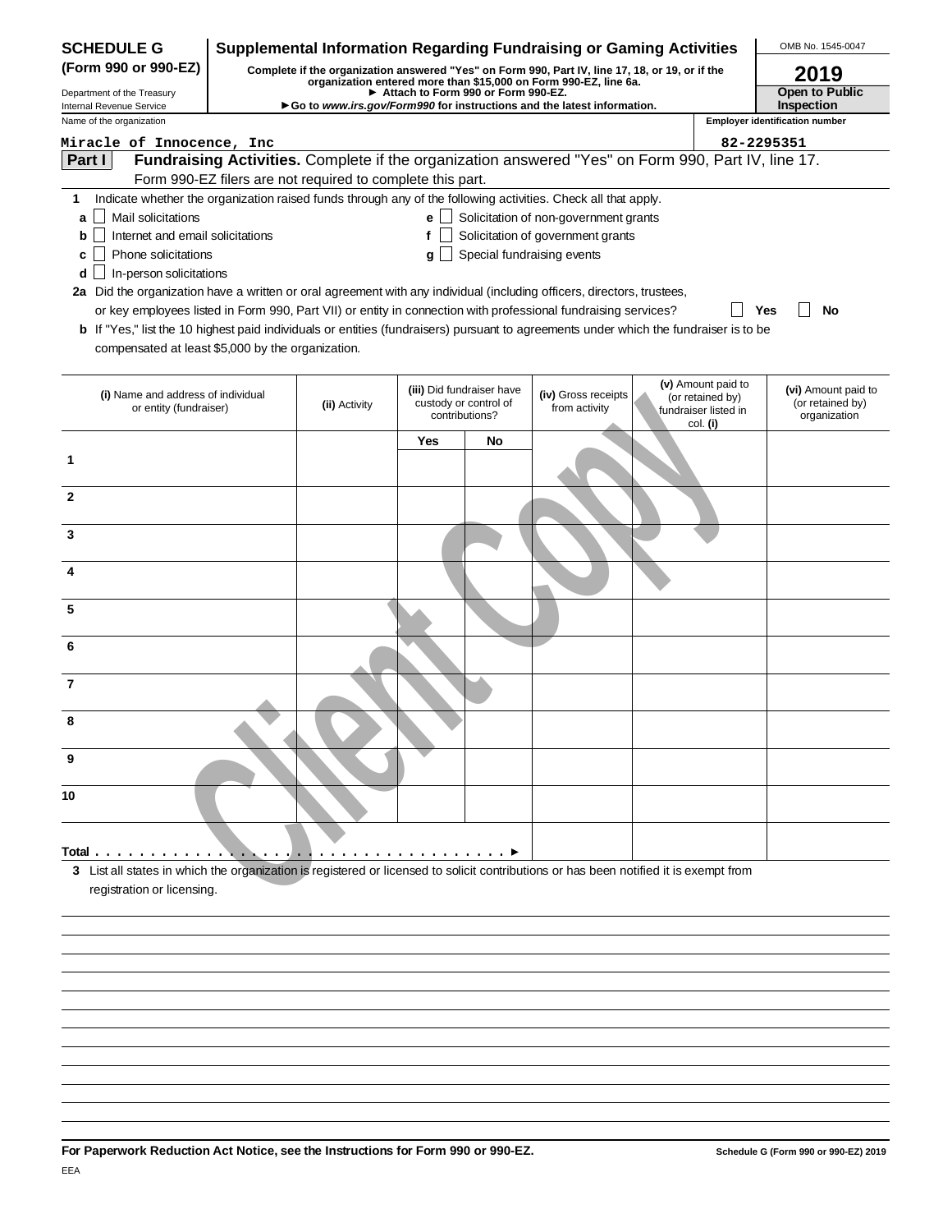**SCHEDULE G (Form 990 or 990-EZ)**

Department of the Treasury
Internal Revenue Service

# Supplemental Information Regarding Fundraising or Gaming Activities

**Complete if the organization answered "Yes" on Form 990, Part IV, line 17, 18, or 19, or if the organization entered more than $15,000 on Form 990-EZ, line 6a.**
**► Attach to Form 990 or Form 990-EZ.**
**► Go to *www.irs.gov/Form990* for instructions and the latest information.**

OMB No. 1545-0047

**2019**

**Open to Public Inspection**

Name of the organization: Miracle of Innocence, Inc

Employer identification number: 82-2295351

**Part I** **Fundraising Activities.** Complete if the organization answered "Yes" on Form 990, Part IV, line 17. Form 990-EZ filers are not required to complete this part.

1 Indicate whether the organization raised funds through any of the following activities. Check all that apply.

- a ☐ Mail solicitations
- b ☐ Internet and email solicitations
- c ☐ Phone solicitations
- d ☐ In-person solicitations
- e ☐ Solicitation of non-government grants
- f ☐ Solicitation of government grants
- g ☐ Special fundraising events

2a Did the organization have a written or oral agreement with any individual (including officers, directors, trustees, or key employees listed in Form 990, Part VII) or entity in connection with professional fundraising services? ☐ Yes ☐ No

b If "Yes," list the 10 highest paid individuals or entities (fundraisers) pursuant to agreements under which the fundraiser is to be compensated at least $5,000 by the organization.

| | (i) Name and address of individual or entity (fundraiser) | (ii) Activity | (iii) Did fundraiser have custody or control of contributions? | | (iv) Gross receipts from activity | (v) Amount paid to (or retained by) fundraiser listed in col. (i) | (vi) Amount paid to (or retained by) organization |
|---|---|---|---|---|---|---|---|
| | | | Yes | No | | | |
| 1 | | | | | | | |
| 2 | | | | | | | |
| 3 | | | | | | | |
| 4 | | | | | | | |
| 5 | | | | | | | |
| 6 | | | | | | | |
| 7 | | | | | | | |
| 8 | | | | | | | |
| 9 | | | | | | | |
| 10 | | | | | | | |
| Total ► | | | | | | | |

3 List all states in which the organization is registered or licensed to solicit contributions or has been notified it is exempt from registration or licensing.

**For Paperwork Reduction Act Notice, see the Instructions for Form 990 or 990-EZ.** **Schedule G (Form 990 or 990-EZ) 2019**

EEA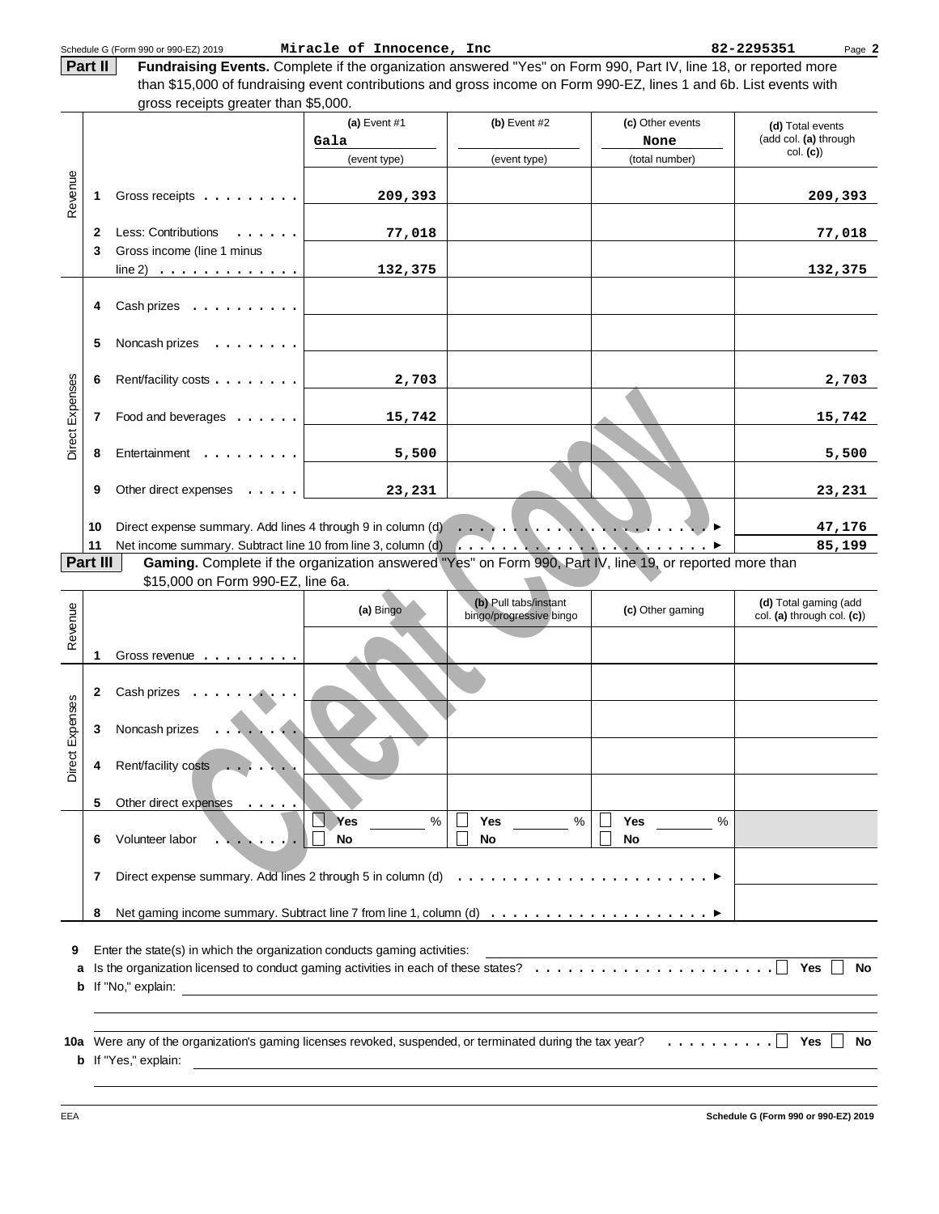Schedule G (Form 990 or 990-EZ) 2019 **Miracle of Innocence, Inc** **82-2295351** Page **2**

## Part II Fundraising Events.

Complete if the organization answered "Yes" on Form 990, Part IV, line 18, or reported more than $15,000 of fundraising event contributions and gross income on Form 990-EZ, lines 1 and 6b. List events with gross receipts greater than $5,000.

| | | | (a) Event #1 Gala (event type) | (b) Event #2 (event type) | (c) Other events None (total number) | (d) Total events (add col. (a) through col. (c)) |
|---|---|---|---|---|---|---|
| Revenue | 1 | Gross receipts | 209,393 | | | 209,393 |
| | 2 | Less: Contributions | 77,018 | | | 77,018 |
| | 3 | Gross income (line 1 minus line 2) | 132,375 | | | 132,375 |
| Direct Expenses | 4 | Cash prizes | | | | |
| | 5 | Noncash prizes | | | | |
| | 6 | Rent/facility costs | 2,703 | | | 2,703 |
| | 7 | Food and beverages | 15,742 | | | 15,742 |
| | 8 | Entertainment | 5,500 | | | 5,500 |
| | 9 | Other direct expenses | 23,231 | | | 23,231 |
| | 10 | Direct expense summary. Add lines 4 through 9 in column (d) | | | ▶ | 47,176 |
| | 11 | Net income summary. Subtract line 10 from line 3, column (d) | | | ▶ | 85,199 |

## Part III Gaming.

Complete if the organization answered "Yes" on Form 990, Part IV, line 19, or reported more than $15,000 on Form 990-EZ, line 6a.

| | | | (a) Bingo | (b) Pull tabs/instant bingo/progressive bingo | (c) Other gaming | (d) Total gaming (add col. (a) through col. (c)) |
|---|---|---|---|---|---|---|
| Revenue | 1 | Gross revenue | | | | |
| Direct Expenses | 2 | Cash prizes | | | | |
| | 3 | Noncash prizes | | | | |
| | 4 | Rent/facility costs | | | | |
| | 5 | Other direct expenses | | | | |
| | 6 | Volunteer labor | ☐ Yes ___ % ☐ No | ☐ Yes ___ % ☐ No | ☐ Yes ___ % ☐ No | |
| | 7 | Direct expense summary. Add lines 2 through 5 in column (d) | | | ▶ | |
| | 8 | Net gaming income summary. Subtract line 7 from line 1, column (d) | | | ▶ | |

**9** Enter the state(s) in which the organization conducts gaming activities: ____________

**a** Is the organization licensed to conduct gaming activities in each of these states? ☐ Yes ☐ No

**b** If "No," explain: ____________

**10a** Were any of the organization's gaming licenses revoked, suspended, or terminated during the tax year? ☐ Yes ☐ No

**b** If "Yes," explain: ____________

EEA **Schedule G (Form 990 or 990-EZ) 2019**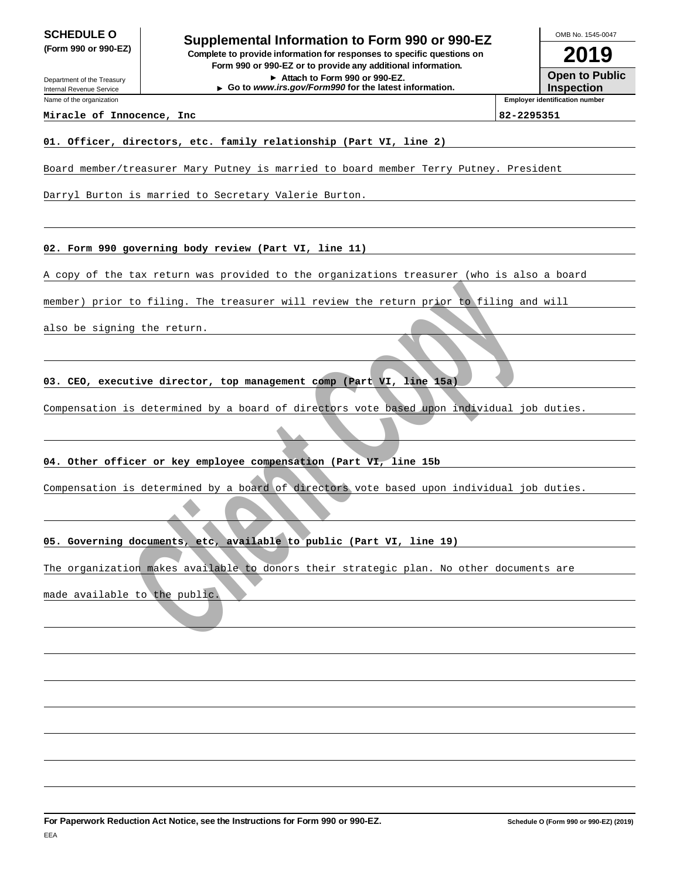**SCHEDULE O**
**(Form 990 or 990-EZ)**

Department of the Treasury
Internal Revenue Service

# Supplemental Information to Form 990 or 990-EZ

**Complete to provide information for responses to specific questions on Form 990 or 990-EZ or to provide any additional information.**
**► Attach to Form 990 or 990-EZ.**
**► Go to *www.irs.gov/Form990* for the latest information.**

OMB No. 1545-0047

**2019**

**Open to Public Inspection**

| Name of the organization | Employer identification number |
|---|---|
| **Miracle of Innocence, Inc** | **82-2295351** |

**01. Officer, directors, etc. family relationship (Part VI, line 2)**

Board member/treasurer Mary Putney is married to board member Terry Putney. President Darryl Burton is married to Secretary Valerie Burton.

**02. Form 990 governing body review (Part VI, line 11)**

A copy of the tax return was provided to the organizations treasurer (who is also a board member) prior to filing. The treasurer will review the return prior to filing and will also be signing the return.

**03. CEO, executive director, top management comp (Part VI, line 15a)**

Compensation is determined by a board of directors vote based upon individual job duties.

**04. Other officer or key employee compensation (Part VI, line 15b**

Compensation is determined by a board of directors vote based upon individual job duties.

**05. Governing documents, etc, available to public (Part VI, line 19)**

The organization makes available to donors their strategic plan. No other documents are made available to the public.

**For Paperwork Reduction Act Notice, see the Instructions for Form 990 or 990-EZ.** **Schedule O (Form 990 or 990-EZ) (2019)**

EEA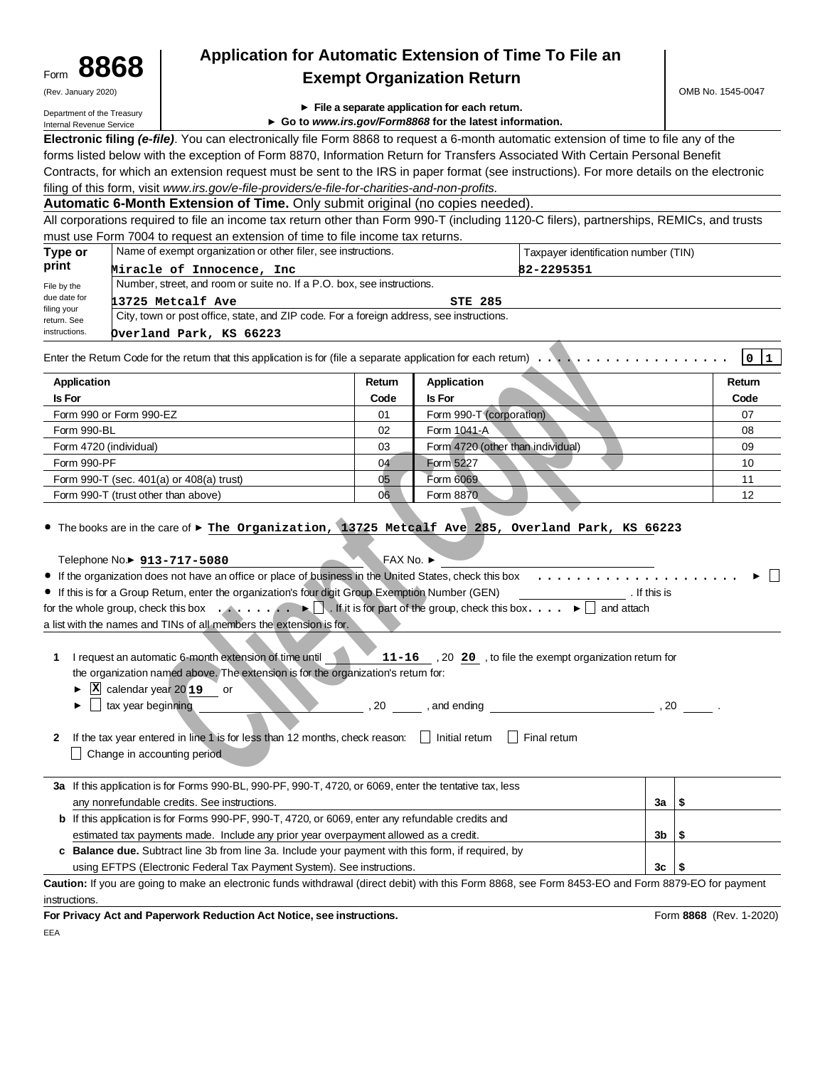Form **8868** (Rev. January 2020) Department of the Treasury Internal Revenue Service

# Application for Automatic Extension of Time To File an Exempt Organization Return

► **File a separate application for each return.**
► **Go to** ***www.irs.gov/Form8868*** **for the latest information.**

OMB No. 1545-0047

**Electronic filing *(e-file)*.** You can electronically file Form 8868 to request a 6-month automatic extension of time to file any of the forms listed below with the exception of Form 8870, Information Return for Transfers Associated With Certain Personal Benefit Contracts, for which an extension request must be sent to the IRS in paper format (see instructions). For more details on the electronic filing of this form, visit *www.irs.gov/e-file-providers/e-file-for-charities-and-non-profits.*

**Automatic 6-Month Extension of Time.** Only submit original (no copies needed).

All corporations required to file an income tax return other than Form 990-T (including 1120-C filers), partnerships, REMICs, and trusts must use Form 7004 to request an extension of time to file income tax returns.

**Type or print** — File by the due date for filing your return. See instructions.

| Name of exempt organization or other filer, see instructions. | Taxpayer identification number (TIN) |
|---|---|
| Miracle of Innocence, Inc | 82-2295351 |
| Number, street, and room or suite no. If a P.O. box, see instructions. | |
| 13725 Metcalf Ave STE 285 | |
| City, town or post office, state, and ZIP code. For a foreign address, see instructions. | |
| Overland Park, KS 66223 | |

Enter the Return Code for the return that this application is for (file a separate application for each return) . . . . . . **0 1**

| Application Is For | Return Code | Application Is For | Return Code |
|---|---|---|---|
| Form 990 or Form 990-EZ | 01 | Form 990-T (corporation) | 07 |
| Form 990-BL | 02 | Form 1041-A | 08 |
| Form 4720 (individual) | 03 | Form 4720 (other than individual) | 09 |
| Form 990-PF | 04 | Form 5227 | 10 |
| Form 990-T (sec. 401(a) or 408(a) trust) | 05 | Form 6069 | 11 |
| Form 990-T (trust other than above) | 06 | Form 8870 | 12 |

- The books are in the care of ► **The Organization, 13725 Metcalf Ave 285, Overland Park, KS 66223**

  Telephone No.► **913-717-5080** FAX No. ►

- If the organization does not have an office or place of business in the United States, check this box . . . . . ► ☐
- If this is for a Group Return, enter the organization's four digit Group Exemption Number (GEN) ______ . If this is for the whole group, check this box . . . . ► ☐ . If it is for part of the group, check this box. . . . ► ☐ and attach a list with the names and TINs of all members the extension is for.

**1** I request an automatic 6-month extension of time until **11-16** , 20 **20** , to file the exempt organization return for the organization named above. The extension is for the organization's return for:

► ☒ calendar year 20 **19** or
► ☐ tax year beginning ______ , 20 ____ , and ending ______ , 20 ____ .

**2** If the tax year entered in line 1 is for less than 12 months, check reason: ☐ Initial return ☐ Final return ☐ Change in accounting period

| | | | |
|---|---|---|---|
| **3a** | If this application is for Forms 990-BL, 990-PF, 990-T, 4720, or 6069, enter the tentative tax, less any nonrefundable credits. See instructions. | **3a** | $ |
| **b** | If this application is for Forms 990-PF, 990-T, 4720, or 6069, enter any refundable credits and estimated tax payments made. Include any prior year overpayment allowed as a credit. | **3b** | $ |
| **c** | **Balance due.** Subtract line 3b from line 3a. Include your payment with this form, if required, by using EFTPS (Electronic Federal Tax Payment System). See instructions. | **3c** | $ |

**Caution:** If you are going to make an electronic funds withdrawal (direct debit) with this Form 8868, see Form 8453-EO and Form 8879-EO for payment instructions.

**For Privacy Act and Paperwork Reduction Act Notice, see instructions.** Form **8868** (Rev. 1-2020)

EEA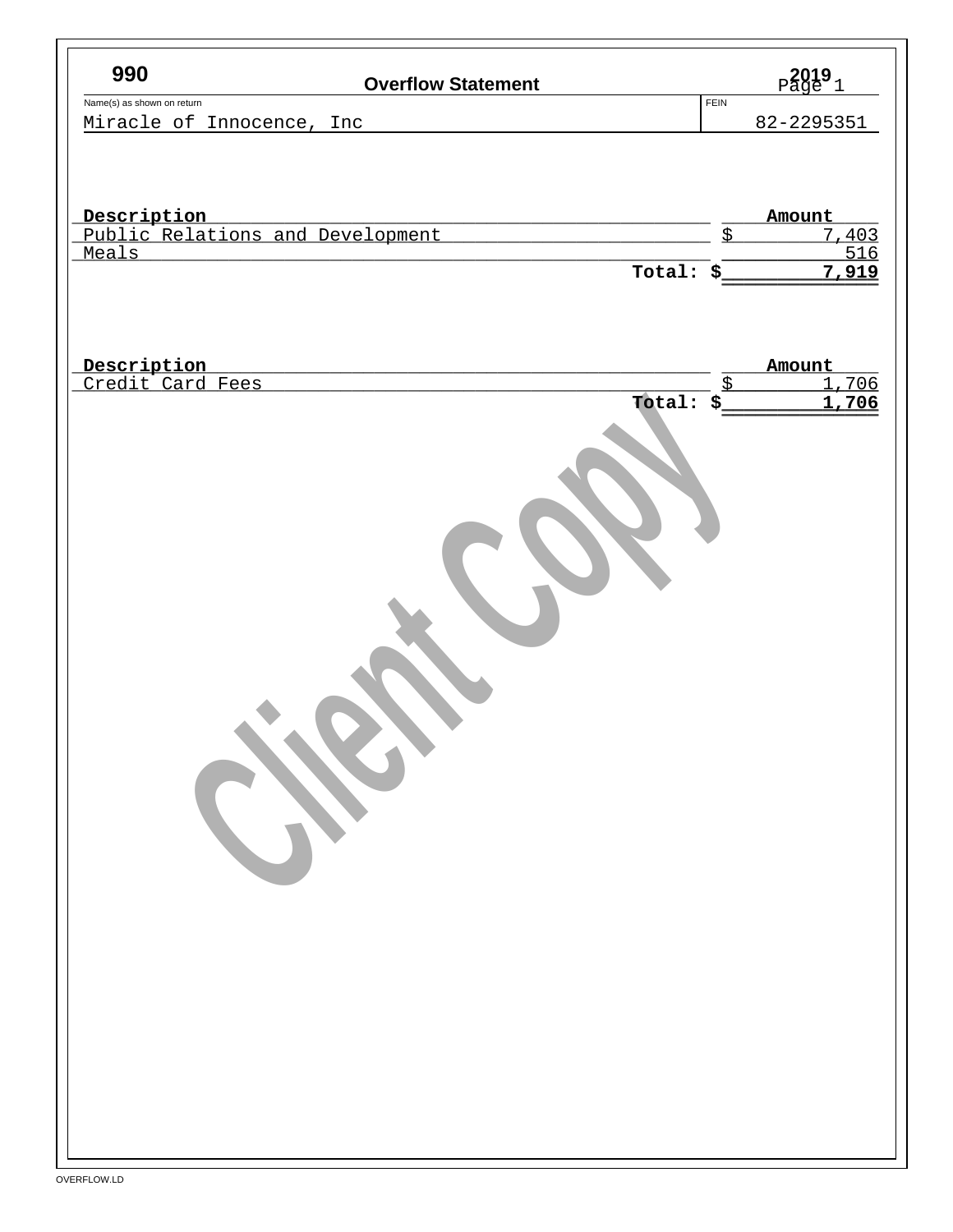**990** **Overflow Statement** **2019**

Name(s) as shown on return: Miracle of Innocence, Inc

FEIN: 82-2295351

| Description | Amount |
| --- | --- |
| Public Relations and Development | $ 7,403 |
| Meals | 516 |
| **Total:** | **$ 7,919** |

| Description | Amount |
| --- | --- |
| Credit Card Fees | $ 1,706 |
| **Total:** | **$ 1,706** |